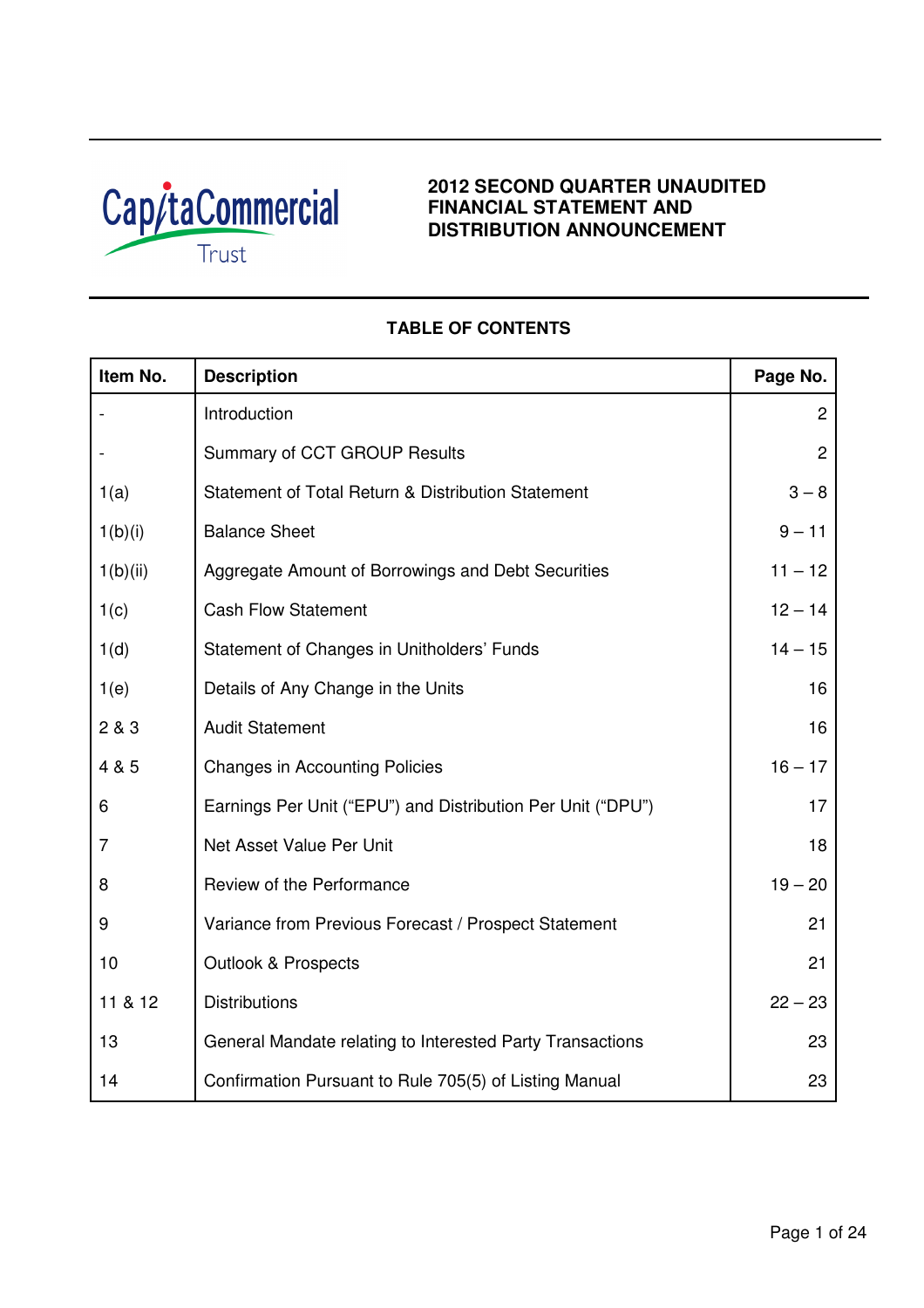CapitaCommercial Trust

# 2012 SECOND QUARTER UNAUDITED FINANCIAL STATEMENT AND DISTRIBUTION ANNOUNCEMENT

## TABLE OF CONTENTS

| Item No. | Description | Page No. |
|---|---|---|
| - | Introduction | 2 |
| - | Summary of CCT GROUP Results | 2 |
| 1(a) | Statement of Total Return & Distribution Statement | 3 – 8 |
| 1(b)(i) | Balance Sheet | 9 – 11 |
| 1(b)(ii) | Aggregate Amount of Borrowings and Debt Securities | 11 – 12 |
| 1(c) | Cash Flow Statement | 12 – 14 |
| 1(d) | Statement of Changes in Unitholders' Funds | 14 – 15 |
| 1(e) | Details of Any Change in the Units | 16 |
| 2 & 3 | Audit Statement | 16 |
| 4 & 5 | Changes in Accounting Policies | 16 – 17 |
| 6 | Earnings Per Unit ("EPU") and Distribution Per Unit ("DPU") | 17 |
| 7 | Net Asset Value Per Unit | 18 |
| 8 | Review of the Performance | 19 – 20 |
| 9 | Variance from Previous Forecast / Prospect Statement | 21 |
| 10 | Outlook & Prospects | 21 |
| 11 & 12 | Distributions | 22 – 23 |
| 13 | General Mandate relating to Interested Party Transactions | 23 |
| 14 | Confirmation Pursuant to Rule 705(5) of Listing Manual | 23 |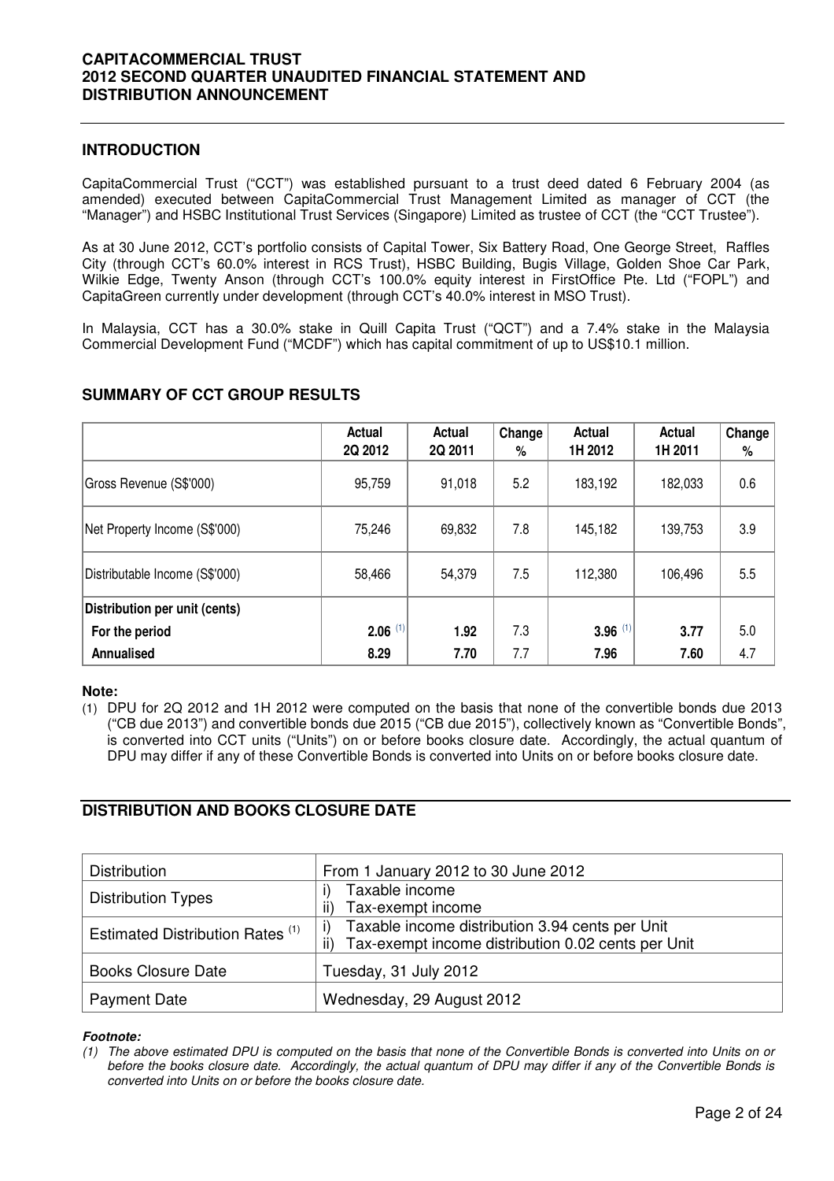**CAPITACOMMERCIAL TRUST**
**2012 SECOND QUARTER UNAUDITED FINANCIAL STATEMENT AND DISTRIBUTION ANNOUNCEMENT**

## INTRODUCTION

CapitaCommercial Trust ("CCT") was established pursuant to a trust deed dated 6 February 2004 (as amended) executed between CapitaCommercial Trust Management Limited as manager of CCT (the "Manager") and HSBC Institutional Trust Services (Singapore) Limited as trustee of CCT (the "CCT Trustee").

As at 30 June 2012, CCT's portfolio consists of Capital Tower, Six Battery Road, One George Street, Raffles City (through CCT's 60.0% interest in RCS Trust), HSBC Building, Bugis Village, Golden Shoe Car Park, Wilkie Edge, Twenty Anson (through CCT's 100.0% equity interest in FirstOffice Pte. Ltd ("FOPL") and CapitaGreen currently under development (through CCT's 40.0% interest in MSO Trust).

In Malaysia, CCT has a 30.0% stake in Quill Capita Trust ("QCT") and a 7.4% stake in the Malaysia Commercial Development Fund ("MCDF") which has capital commitment of up to US$10.1 million.

## SUMMARY OF CCT GROUP RESULTS

| | Actual 2Q 2012 | Actual 2Q 2011 | Change % | Actual 1H 2012 | Actual 1H 2011 | Change % |
|---|---|---|---|---|---|---|
| Gross Revenue (S$'000) | 95,759 | 91,018 | 5.2 | 183,192 | 182,033 | 0.6 |
| Net Property Income (S$'000) | 75,246 | 69,832 | 7.8 | 145,182 | 139,753 | 3.9 |
| Distributable Income (S$'000) | 58,466 | 54,379 | 7.5 | 112,380 | 106,496 | 5.5 |
| **Distribution per unit (cents)** | | | | | | |
| **For the period** | **2.06** [(1)] | **1.92** | 7.3 | **3.96** [(1)] | **3.77** | 5.0 |
| **Annualised** | **8.29** | **7.70** | 7.7 | **7.96** | **7.60** | 4.7 |

**Note:**

(1) DPU for 2Q 2012 and 1H 2012 were computed on the basis that none of the convertible bonds due 2013 ("CB due 2013") and convertible bonds due 2015 ("CB due 2015"), collectively known as "Convertible Bonds", is converted into CCT units ("Units") on or before books closure date. Accordingly, the actual quantum of DPU may differ if any of these Convertible Bonds is converted into Units on or before books closure date.

## DISTRIBUTION AND BOOKS CLOSURE DATE

| | |
|---|---|
| Distribution | From 1 January 2012 to 30 June 2012 |
| Distribution Types | i) Taxable income<br>ii) Tax-exempt income |
| Estimated Distribution Rates [(1)] | i) Taxable income distribution 3.94 cents per Unit<br>ii) Tax-exempt income distribution 0.02 cents per Unit |
| Books Closure Date | Tuesday, 31 July 2012 |
| Payment Date | Wednesday, 29 August 2012 |

***Footnote:***

*(1) The above estimated DPU is computed on the basis that none of the Convertible Bonds is converted into Units on or before the books closure date. Accordingly, the actual quantum of DPU may differ if any of the Convertible Bonds is converted into Units on or before the books closure date.*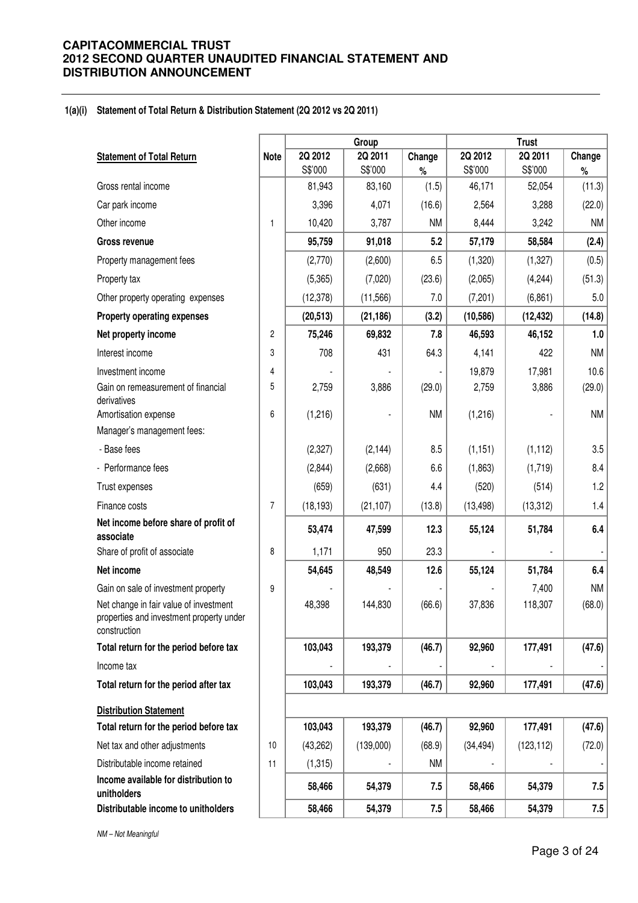### 1(a)(i) Statement of Total Return & Distribution Statement (2Q 2012 vs 2Q 2011)

| Statement of Total Return | Note | Group | | | Trust | | |
|---|---|---|---|---|---|---|---|
| | | 2Q 2012 S$'000 | 2Q 2011 S$'000 | Change % | 2Q 2012 S$'000 | 2Q 2011 S$'000 | Change % |
| Gross rental income | | 81,943 | 83,160 | (1.5) | 46,171 | 52,054 | (11.3) |
| Car park income | | 3,396 | 4,071 | (16.6) | 2,564 | 3,288 | (22.0) |
| Other income | 1 | 10,420 | 3,787 | NM | 8,444 | 3,242 | NM |
| **Gross revenue** | | **95,759** | **91,018** | **5.2** | **57,179** | **58,584** | **(2.4)** |
| Property management fees | | (2,770) | (2,600) | 6.5 | (1,320) | (1,327) | (0.5) |
| Property tax | | (5,365) | (7,020) | (23.6) | (2,065) | (4,244) | (51.3) |
| Other property operating expenses | | (12,378) | (11,566) | 7.0 | (7,201) | (6,861) | 5.0 |
| **Property operating expenses** | | **(20,513)** | **(21,186)** | **(3.2)** | **(10,586)** | **(12,432)** | **(14.8)** |
| **Net property income** | 2 | **75,246** | **69,832** | **7.8** | **46,593** | **46,152** | **1.0** |
| Interest income | 3 | 708 | 431 | 64.3 | 4,141 | 422 | NM |
| Investment income | 4 | - | - | - | 19,879 | 17,981 | 10.6 |
| Gain on remeasurement of financial derivatives | 5 | 2,759 | 3,886 | (29.0) | 2,759 | 3,886 | (29.0) |
| Amortisation expense | 6 | (1,216) | - | NM | (1,216) | - | NM |
| Manager's management fees: | | | | | | | |
| - Base fees | | (2,327) | (2,144) | 8.5 | (1,151) | (1,112) | 3.5 |
| - Performance fees | | (2,844) | (2,668) | 6.6 | (1,863) | (1,719) | 8.4 |
| Trust expenses | | (659) | (631) | 4.4 | (520) | (514) | 1.2 |
| Finance costs | 7 | (18,193) | (21,107) | (13.8) | (13,498) | (13,312) | 1.4 |
| **Net income before share of profit of associate** | | **53,474** | **47,599** | **12.3** | **55,124** | **51,784** | **6.4** |
| Share of profit of associate | 8 | 1,171 | 950 | 23.3 | - | - | - |
| **Net income** | | **54,645** | **48,549** | **12.6** | **55,124** | **51,784** | **6.4** |
| Gain on sale of investment property | 9 | - | - | - | - | 7,400 | NM |
| Net change in fair value of investment properties and investment property under construction | | 48,398 | 144,830 | (66.6) | 37,836 | 118,307 | (68.0) |
| **Total return for the period before tax** | | **103,043** | **193,379** | **(46.7)** | **92,960** | **177,491** | **(47.6)** |
| Income tax | | - | - | - | - | - | - |
| **Total return for the period after tax** | | **103,043** | **193,379** | **(46.7)** | **92,960** | **177,491** | **(47.6)** |
| **Distribution Statement** | | | | | | | |
| **Total return for the period before tax** | | **103,043** | **193,379** | **(46.7)** | **92,960** | **177,491** | **(47.6)** |
| Net tax and other adjustments | 10 | (43,262) | (139,000) | (68.9) | (34,494) | (123,112) | (72.0) |
| Distributable income retained | 11 | (1,315) | - | NM | - | - | - |
| **Income available for distribution to unitholders** | | **58,466** | **54,379** | **7.5** | **58,466** | **54,379** | **7.5** |
| **Distributable income to unitholders** | | **58,466** | **54,379** | **7.5** | **58,466** | **54,379** | **7.5** |

*NM – Not Meaningful*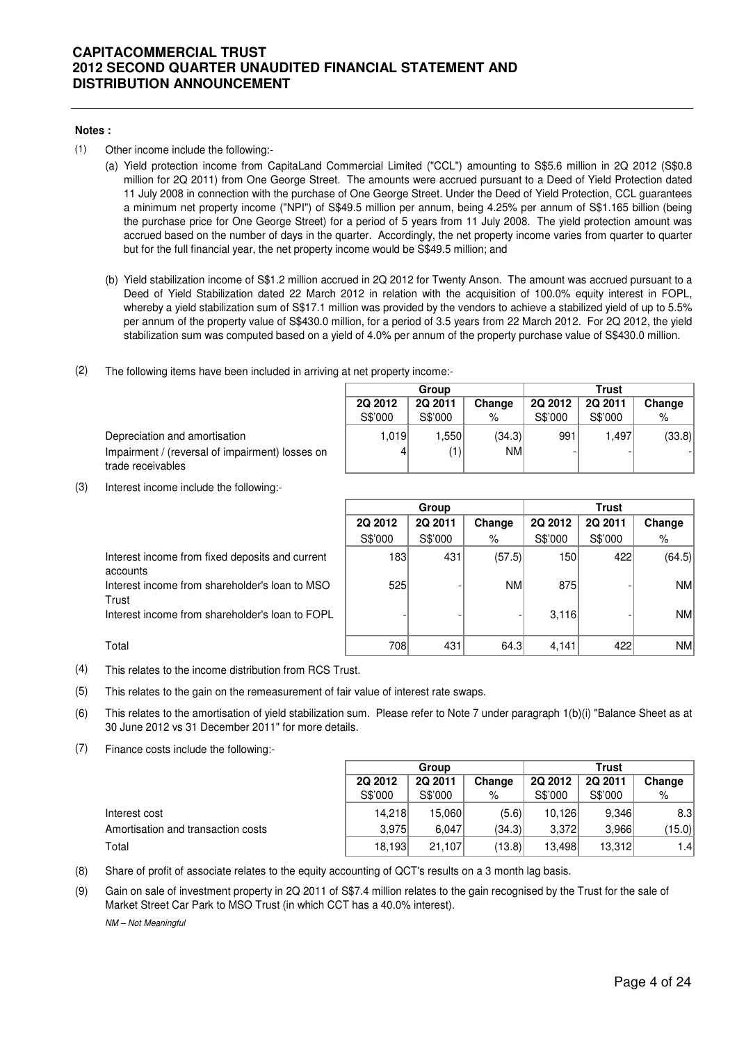**Notes :**

(1) Other income include the following:-

(a) Yield protection income from CapitaLand Commercial Limited ("CCL") amounting to S$5.6 million in 2Q 2012 (S$0.8 million for 2Q 2011) from One George Street. The amounts were accrued pursuant to a Deed of Yield Protection dated 11 July 2008 in connection with the purchase of One George Street. Under the Deed of Yield Protection, CCL guarantees a minimum net property income ("NPI") of S$49.5 million per annum, being 4.25% per annum of S$1.165 billion (being the purchase price for One George Street) for a period of 5 years from 11 July 2008. The yield protection amount was accrued based on the number of days in the quarter. Accordingly, the net property income varies from quarter to quarter but for the full financial year, the net property income would be S$49.5 million; and

(b) Yield stabilization income of S$1.2 million accrued in 2Q 2012 for Twenty Anson. The amount was accrued pursuant to a Deed of Yield Stabilization dated 22 March 2012 in relation with the acquisition of 100.0% equity interest in FOPL, whereby a yield stabilization sum of S$17.1 million was provided by the vendors to achieve a stabilized yield of up to 5.5% per annum of the property value of S$430.0 million, for a period of 3.5 years from 22 March 2012. For 2Q 2012, the yield stabilization sum was computed based on a yield of 4.0% per annum of the property purchase value of S$430.0 million.

(2) The following items have been included in arriving at net property income:-

| | Group | | | Trust | | |
|---|---|---|---|---|---|---|
| | 2Q 2012<br>S$'000 | 2Q 2011<br>S$'000 | Change<br>% | 2Q 2012<br>S$'000 | 2Q 2011<br>S$'000 | Change<br>% |
| Depreciation and amortisation | 1,019 | 1,550 | (34.3) | 991 | 1,497 | (33.8) |
| Impairment / (reversal of impairment) losses on trade receivables | 4 | (1) | NM | - | - | - |

(3) Interest income include the following:-

| | Group | | | Trust | | |
|---|---|---|---|---|---|---|
| | 2Q 2012<br>S$'000 | 2Q 2011<br>S$'000 | Change<br>% | 2Q 2012<br>S$'000 | 2Q 2011<br>S$'000 | Change<br>% |
| Interest income from fixed deposits and current accounts | 183 | 431 | (57.5) | 150 | 422 | (64.5) |
| Interest income from shareholder's loan to MSO Trust | 525 | - | NM | 875 | - | NM |
| Interest income from shareholder's loan to FOPL | - | - | - | 3,116 | - | NM |
| Total | 708 | 431 | 64.3 | 4,141 | 422 | NM |

(4) This relates to the income distribution from RCS Trust.

(5) This relates to the gain on the remeasurement of fair value of interest rate swaps.

(6) This relates to the amortisation of yield stabilization sum. Please refer to Note 7 under paragraph 1(b)(i) "Balance Sheet as at 30 June 2012 vs 31 December 2011" for more details.

(7) Finance costs include the following:-

| | Group | | | Trust | | |
|---|---|---|---|---|---|---|
| | 2Q 2012<br>S$'000 | 2Q 2011<br>S$'000 | Change<br>% | 2Q 2012<br>S$'000 | 2Q 2011<br>S$'000 | Change<br>% |
| Interest cost | 14,218 | 15,060 | (5.6) | 10,126 | 9,346 | 8.3 |
| Amortisation and transaction costs | 3,975 | 6,047 | (34.3) | 3,372 | 3,966 | (15.0) |
| Total | 18,193 | 21,107 | (13.8) | 13,498 | 13,312 | 1.4 |

(8) Share of profit of associate relates to the equity accounting of QCT's results on a 3 month lag basis.

(9) Gain on sale of investment property in 2Q 2011 of S$7.4 million relates to the gain recognised by the Trust for the sale of Market Street Car Park to MSO Trust (in which CCT has a 40.0% interest).

*NM – Not Meaningful*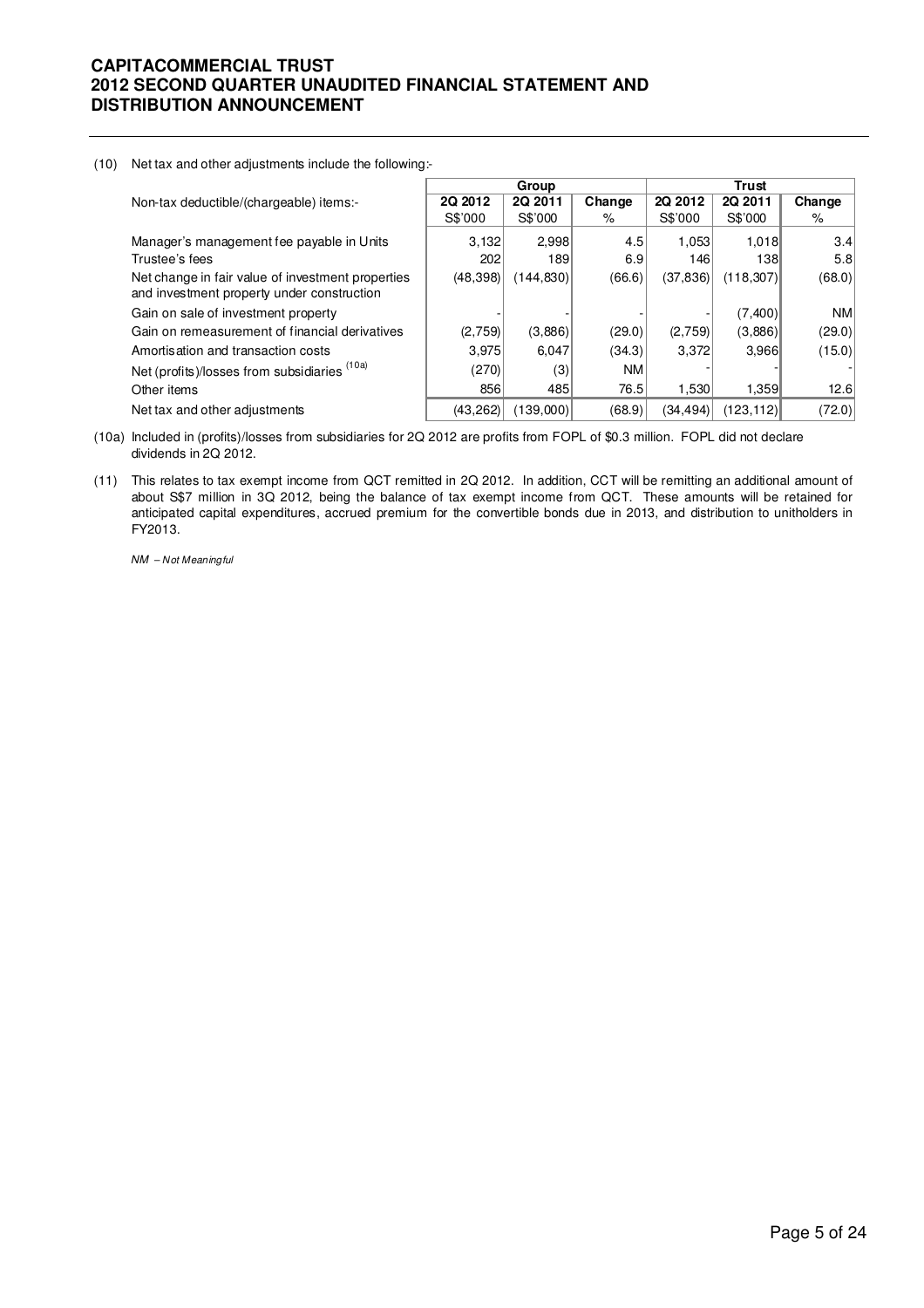(10) Net tax and other adjustments include the following:-

| Non-tax deductible/(chargeable) items:- | Group | | | Trust | | |
|---|---|---|---|---|---|---|
| | 2Q 2012 | 2Q 2011 | Change | 2Q 2012 | 2Q 2011 | Change |
| | S$'000 | S$'000 | % | S$'000 | S$'000 | % |
| Manager's management fee payable in Units | 3,132 | 2,998 | 4.5 | 1,053 | 1,018 | 3.4 |
| Trustee's fees | 202 | 189 | 6.9 | 146 | 138 | 5.8 |
| Net change in fair value of investment properties and investment property under construction | (48,398) | (144,830) | (66.6) | (37,836) | (118,307) | (68.0) |
| Gain on sale of investment property | - | - | - | - | (7,400) | NM |
| Gain on remeasurement of financial derivatives | (2,759) | (3,886) | (29.0) | (2,759) | (3,886) | (29.0) |
| Amortisation and transaction costs | 3,975 | 6,047 | (34.3) | 3,372 | 3,966 | (15.0) |
| Net (profits)/losses from subsidiaries [10a] | (270) | (3) | NM | - | - | - |
| Other items | 856 | 485 | 76.5 | 1,530 | 1,359 | 12.6 |
| Net tax and other adjustments | (43,262) | (139,000) | (68.9) | (34,494) | (123,112) | (72.0) |

(10a) Included in (profits)/losses from subsidiaries for 2Q 2012 are profits from FOPL of $0.3 million. FOPL did not declare dividends in 2Q 2012.

(11) This relates to tax exempt income from QCT remitted in 2Q 2012. In addition, CCT will be remitting an additional amount of about S$7 million in 3Q 2012, being the balance of tax exempt income from QCT. These amounts will be retained for anticipated capital expenditures, accrued premium for the convertible bonds due in 2013, and distribution to unitholders in FY2013.

*NM – Not Meaningful*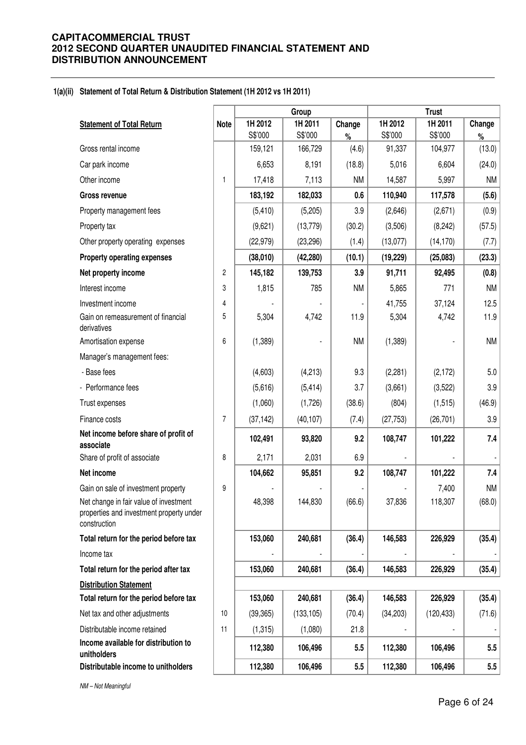### 1(a)(ii) Statement of Total Return & Distribution Statement (1H 2012 vs 1H 2011)

| | | Group | | | Trust | | |
|---|---|---|---|---|---|---|---|
| **Statement of Total Return** | **Note** | **1H 2012** S$'000 | **1H 2011** S$'000 | **Change** % | **1H 2012** S$'000 | **1H 2011** S$'000 | **Change** % |
| Gross rental income | | 159,121 | 166,729 | (4.6) | 91,337 | 104,977 | (13.0) |
| Car park income | | 6,653 | 8,191 | (18.8) | 5,016 | 6,604 | (24.0) |
| Other income | 1 | 17,418 | 7,113 | NM | 14,587 | 5,997 | NM |
| **Gross revenue** | | **183,192** | **182,033** | **0.6** | **110,940** | **117,578** | **(5.6)** |
| Property management fees | | (5,410) | (5,205) | 3.9 | (2,646) | (2,671) | (0.9) |
| Property tax | | (9,621) | (13,779) | (30.2) | (3,506) | (8,242) | (57.5) |
| Other property operating expenses | | (22,979) | (23,296) | (1.4) | (13,077) | (14,170) | (7.7) |
| **Property operating expenses** | | **(38,010)** | **(42,280)** | **(10.1)** | **(19,229)** | **(25,083)** | **(23.3)** |
| **Net property income** | 2 | **145,182** | **139,753** | **3.9** | **91,711** | **92,495** | **(0.8)** |
| Interest income | 3 | 1,815 | 785 | NM | 5,865 | 771 | NM |
| Investment income | 4 | - | - | - | 41,755 | 37,124 | 12.5 |
| Gain on remeasurement of financial derivatives | 5 | 5,304 | 4,742 | 11.9 | 5,304 | 4,742 | 11.9 |
| Amortisation expense | 6 | (1,389) | - | NM | (1,389) | - | NM |
| Manager's management fees: | | | | | | | |
| - Base fees | | (4,603) | (4,213) | 9.3 | (2,281) | (2,172) | 5.0 |
| - Performance fees | | (5,616) | (5,414) | 3.7 | (3,661) | (3,522) | 3.9 |
| Trust expenses | | (1,060) | (1,726) | (38.6) | (804) | (1,515) | (46.9) |
| Finance costs | 7 | (37,142) | (40,107) | (7.4) | (27,753) | (26,701) | 3.9 |
| **Net income before share of profit of associate** | | **102,491** | **93,820** | **9.2** | **108,747** | **101,222** | **7.4** |
| Share of profit of associate | 8 | 2,171 | 2,031 | 6.9 | - | - | - |
| **Net income** | | **104,662** | **95,851** | **9.2** | **108,747** | **101,222** | **7.4** |
| Gain on sale of investment property | 9 | - | - | - | - | 7,400 | NM |
| Net change in fair value of investment properties and investment property under construction | | 48,398 | 144,830 | (66.6) | 37,836 | 118,307 | (68.0) |
| **Total return for the period before tax** | | **153,060** | **240,681** | **(36.4)** | **146,583** | **226,929** | **(35.4)** |
| Income tax | | - | - | - | - | - | - |
| **Total return for the period after tax** | | **153,060** | **240,681** | **(36.4)** | **146,583** | **226,929** | **(35.4)** |
| **Distribution Statement** | | | | | | | |
| **Total return for the period before tax** | | **153,060** | **240,681** | **(36.4)** | **146,583** | **226,929** | **(35.4)** |
| Net tax and other adjustments | 10 | (39,365) | (133,105) | (70.4) | (34,203) | (120,433) | (71.6) |
| Distributable income retained | 11 | (1,315) | (1,080) | 21.8 | - | - | - |
| **Income available for distribution to unitholders** | | **112,380** | **106,496** | **5.5** | **112,380** | **106,496** | **5.5** |
| **Distributable income to unitholders** | | **112,380** | **106,496** | **5.5** | **112,380** | **106,496** | **5.5** |

*NM – Not Meaningful*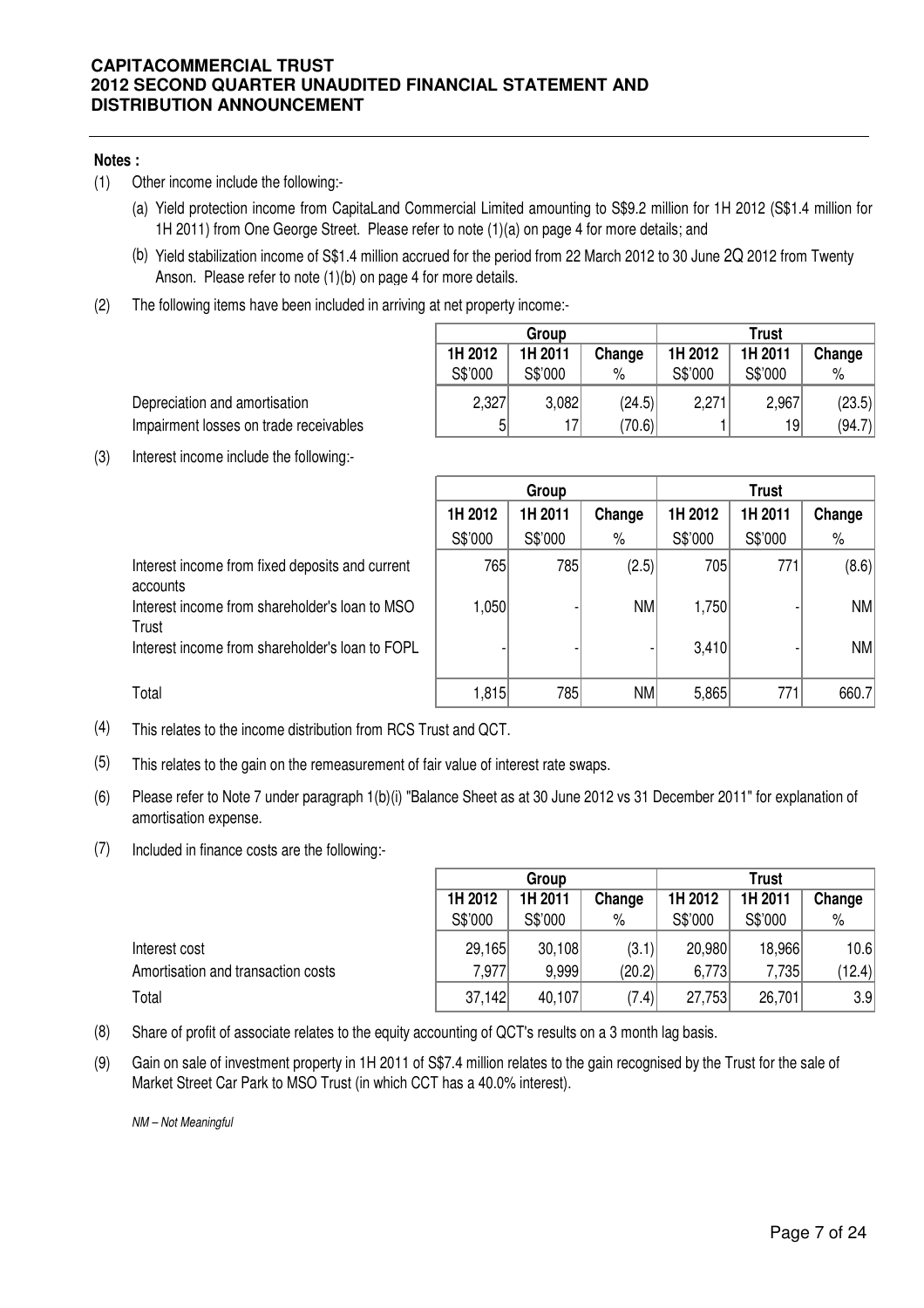**Notes :**

(1) Other income include the following:-

(a) Yield protection income from CapitaLand Commercial Limited amounting to S$9.2 million for 1H 2012 (S$1.4 million for 1H 2011) from One George Street. Please refer to note (1)(a) on page 4 for more details; and

(b) Yield stabilization income of S$1.4 million accrued for the period from 22 March 2012 to 30 June 2Q 2012 from Twenty Anson. Please refer to note (1)(b) on page 4 for more details.

(2) The following items have been included in arriving at net property income:-

| | Group | | | Trust | | |
|---|---|---|---|---|---|---|
| | 1H 2012 | 1H 2011 | Change | 1H 2012 | 1H 2011 | Change |
| | S$'000 | S$'000 | % | S$'000 | S$'000 | % |
| Depreciation and amortisation | 2,327 | 3,082 | (24.5) | 2,271 | 2,967 | (23.5) |
| Impairment losses on trade receivables | 5 | 17 | (70.6) | 1 | 19 | (94.7) |

(3) Interest income include the following:-

| | Group | | | Trust | | |
|---|---|---|---|---|---|---|
| | 1H 2012 | 1H 2011 | Change | 1H 2012 | 1H 2011 | Change |
| | S$'000 | S$'000 | % | S$'000 | S$'000 | % |
| Interest income from fixed deposits and current accounts | 765 | 785 | (2.5) | 705 | 771 | (8.6) |
| Interest income from shareholder's loan to MSO Trust | 1,050 | - | NM | 1,750 | - | NM |
| Interest income from shareholder's loan to FOPL | - | - | - | 3,410 | - | NM |
| Total | 1,815 | 785 | NM | 5,865 | 771 | 660.7 |

(4) This relates to the income distribution from RCS Trust and QCT.

(5) This relates to the gain on the remeasurement of fair value of interest rate swaps.

(6) Please refer to Note 7 under paragraph 1(b)(i) "Balance Sheet as at 30 June 2012 vs 31 December 2011" for explanation of amortisation expense.

(7) Included in finance costs are the following:-

| | Group | | | Trust | | |
|---|---|---|---|---|---|---|
| | 1H 2012 | 1H 2011 | Change | 1H 2012 | 1H 2011 | Change |
| | S$'000 | S$'000 | % | S$'000 | S$'000 | % |
| Interest cost | 29,165 | 30,108 | (3.1) | 20,980 | 18,966 | 10.6 |
| Amortisation and transaction costs | 7,977 | 9,999 | (20.2) | 6,773 | 7,735 | (12.4) |
| Total | 37,142 | 40,107 | (7.4) | 27,753 | 26,701 | 3.9 |

(8) Share of profit of associate relates to the equity accounting of QCT's results on a 3 month lag basis.

(9) Gain on sale of investment property in 1H 2011 of S$7.4 million relates to the gain recognised by the Trust for the sale of Market Street Car Park to MSO Trust (in which CCT has a 40.0% interest).

*NM – Not Meaningful*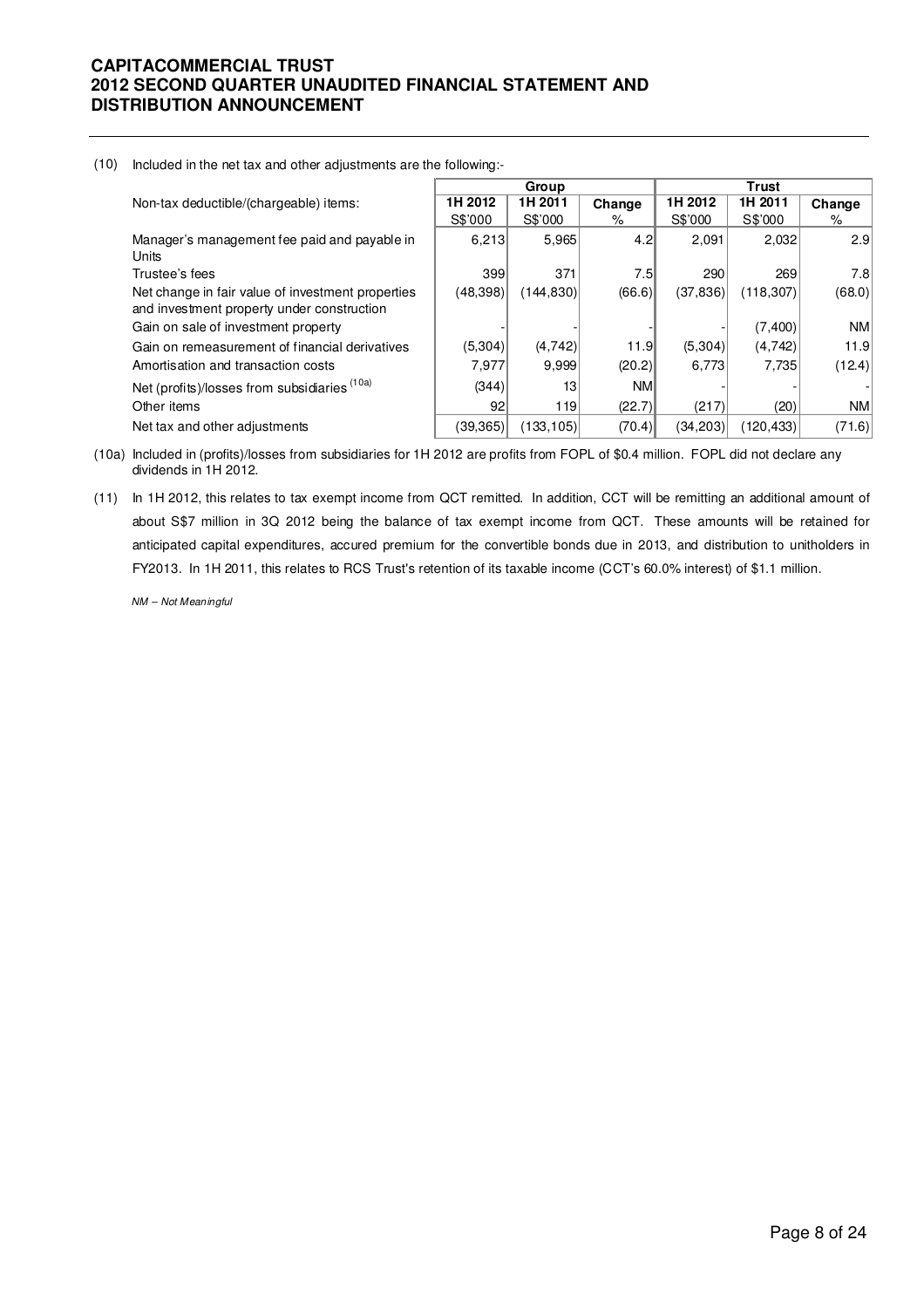# CAPITACOMMERCIAL TRUST
# 2012 SECOND QUARTER UNAUDITED FINANCIAL STATEMENT AND DISTRIBUTION ANNOUNCEMENT

(10) Included in the net tax and other adjustments are the following:-

| Non-tax deductible/(chargeable) items: | Group | | | Trust | | |
|---|---|---|---|---|---|---|
| | 1H 2012 | 1H 2011 | Change | 1H 2012 | 1H 2011 | Change |
| | S$'000 | S$'000 | % | S$'000 | S$'000 | % |
| Manager's management fee paid and payable in Units | 6,213 | 5,965 | 4.2 | 2,091 | 2,032 | 2.9 |
| Trustee's fees | 399 | 371 | 7.5 | 290 | 269 | 7.8 |
| Net change in fair value of investment properties and investment property under construction | (48,398) | (144,830) | (66.6) | (37,836) | (118,307) | (68.0) |
| Gain on sale of investment property | - | - | - | - | (7,400) | NM |
| Gain on remeasurement of financial derivatives | (5,304) | (4,742) | 11.9 | (5,304) | (4,742) | 11.9 |
| Amortisation and transaction costs | 7,977 | 9,999 | (20.2) | 6,773 | 7,735 | (12.4) |
| Net (profits)/losses from subsidiaries [(10a)] | (344) | 13 | NM | - | - | - |
| Other items | 92 | 119 | (22.7) | (217) | (20) | NM |
| Net tax and other adjustments | (39,365) | (133,105) | (70.4) | (34,203) | (120,433) | (71.6) |

(10a) Included in (profits)/losses from subsidiaries for 1H 2012 are profits from FOPL of $0.4 million. FOPL did not declare any dividends in 1H 2012.

(11) In 1H 2012, this relates to tax exempt income from QCT remitted. In addition, CCT will be remitting an additional amount of about S$7 million in 3Q 2012 being the balance of tax exempt income from QCT. These amounts will be retained for anticipated capital expenditures, accured premium for the convertible bonds due in 2013, and distribution to unitholders in FY2013. In 1H 2011, this relates to RCS Trust's retention of its taxable income (CCT's 60.0% interest) of $1.1 million.

*NM – Not Meaningful*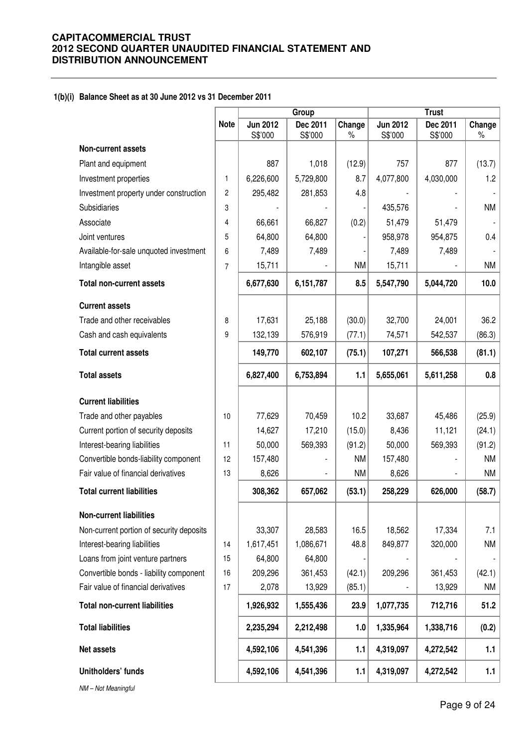**CAPITACOMMERCIAL TRUST**
**2012 SECOND QUARTER UNAUDITED FINANCIAL STATEMENT AND DISTRIBUTION ANNOUNCEMENT**

**1(b)(i) Balance Sheet as at 30 June 2012 vs 31 December 2011**

| | Note | Group | | | Trust | | |
|---|---|---|---|---|---|---|---|
| | | Jun 2012 S$'000 | Dec 2011 S$'000 | Change % | Jun 2012 S$'000 | Dec 2011 S$'000 | Change % |
| **Non-current assets** | | | | | | | |
| Plant and equipment | | 887 | 1,018 | (12.9) | 757 | 877 | (13.7) |
| Investment properties | 1 | 6,226,600 | 5,729,800 | 8.7 | 4,077,800 | 4,030,000 | 1.2 |
| Investment property under construction | 2 | 295,482 | 281,853 | 4.8 | - | - | - |
| Subsidiaries | 3 | - | - | - | 435,576 | - | NM |
| Associate | 4 | 66,661 | 66,827 | (0.2) | 51,479 | 51,479 | - |
| Joint ventures | 5 | 64,800 | 64,800 | - | 958,978 | 954,875 | 0.4 |
| Available-for-sale unquoted investment | 6 | 7,489 | 7,489 | - | 7,489 | 7,489 | - |
| Intangible asset | 7 | 15,711 | - | NM | 15,711 | - | NM |
| **Total non-current assets** | | **6,677,630** | **6,151,787** | **8.5** | **5,547,790** | **5,044,720** | **10.0** |
| **Current assets** | | | | | | | |
| Trade and other receivables | 8 | 17,631 | 25,188 | (30.0) | 32,700 | 24,001 | 36.2 |
| Cash and cash equivalents | 9 | 132,139 | 576,919 | (77.1) | 74,571 | 542,537 | (86.3) |
| **Total current assets** | | **149,770** | **602,107** | **(75.1)** | **107,271** | **566,538** | **(81.1)** |
| **Total assets** | | **6,827,400** | **6,753,894** | **1.1** | **5,655,061** | **5,611,258** | **0.8** |
| **Current liabilities** | | | | | | | |
| Trade and other payables | 10 | 77,629 | 70,459 | 10.2 | 33,687 | 45,486 | (25.9) |
| Current portion of security deposits | | 14,627 | 17,210 | (15.0) | 8,436 | 11,121 | (24.1) |
| Interest-bearing liabilities | 11 | 50,000 | 569,393 | (91.2) | 50,000 | 569,393 | (91.2) |
| Convertible bonds-liability component | 12 | 157,480 | - | NM | 157,480 | - | NM |
| Fair value of financial derivatives | 13 | 8,626 | - | NM | 8,626 | - | NM |
| **Total current liabilities** | | **308,362** | **657,062** | **(53.1)** | **258,229** | **626,000** | **(58.7)** |
| **Non-current liabilities** | | | | | | | |
| Non-current portion of security deposits | | 33,307 | 28,583 | 16.5 | 18,562 | 17,334 | 7.1 |
| Interest-bearing liabilities | 14 | 1,617,451 | 1,086,671 | 48.8 | 849,877 | 320,000 | NM |
| Loans from joint venture partners | 15 | 64,800 | 64,800 | - | - | - | - |
| Convertible bonds - liability component | 16 | 209,296 | 361,453 | (42.1) | 209,296 | 361,453 | (42.1) |
| Fair value of financial derivatives | 17 | 2,078 | 13,929 | (85.1) | - | 13,929 | NM |
| **Total non-current liabilities** | | **1,926,932** | **1,555,436** | **23.9** | **1,077,735** | **712,716** | **51.2** |
| **Total liabilities** | | **2,235,294** | **2,212,498** | **1.0** | **1,335,964** | **1,338,716** | **(0.2)** |
| **Net assets** | | **4,592,106** | **4,541,396** | **1.1** | **4,319,097** | **4,272,542** | **1.1** |
| **Unitholders' funds** | | **4,592,106** | **4,541,396** | **1.1** | **4,319,097** | **4,272,542** | **1.1** |

*NM – Not Meaningful*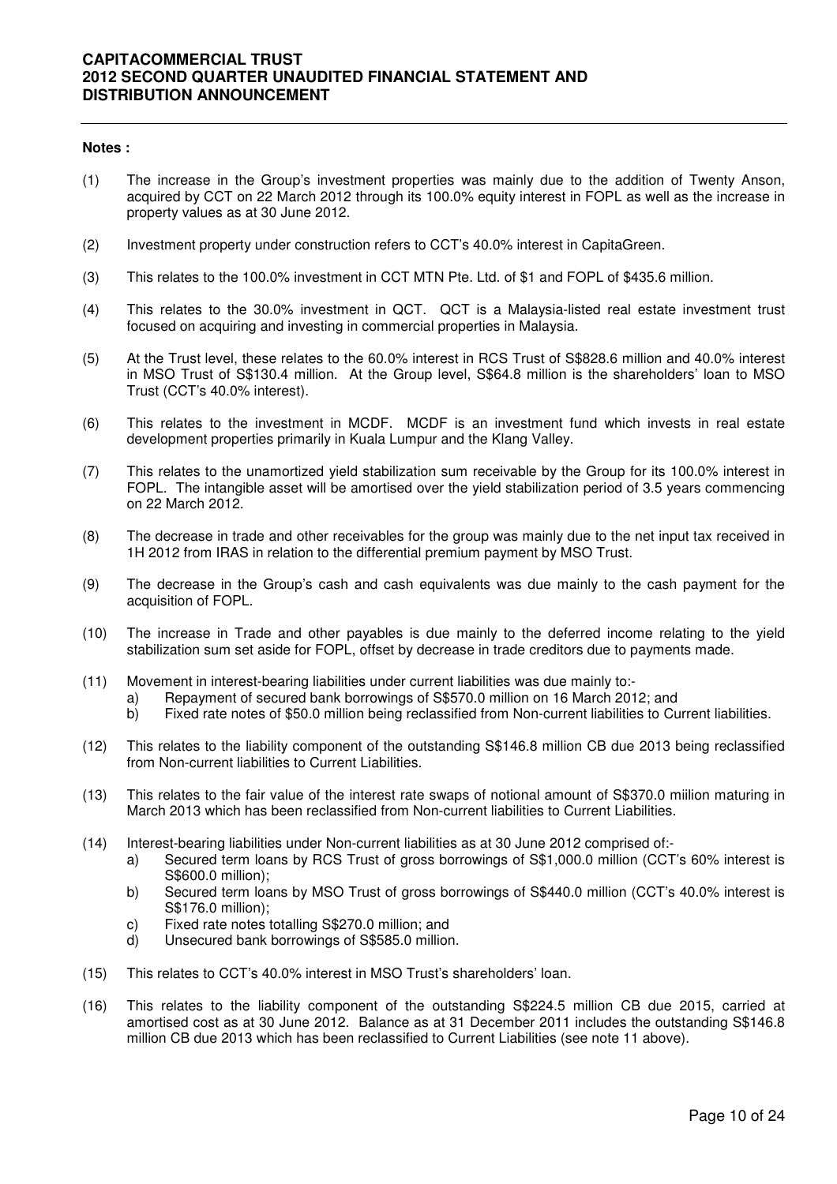**Notes :**

(1) The increase in the Group's investment properties was mainly due to the addition of Twenty Anson, acquired by CCT on 22 March 2012 through its 100.0% equity interest in FOPL as well as the increase in property values as at 30 June 2012.

(2) Investment property under construction refers to CCT's 40.0% interest in CapitaGreen.

(3) This relates to the 100.0% investment in CCT MTN Pte. Ltd. of $1 and FOPL of $435.6 million.

(4) This relates to the 30.0% investment in QCT. QCT is a Malaysia-listed real estate investment trust focused on acquiring and investing in commercial properties in Malaysia.

(5) At the Trust level, these relates to the 60.0% interest in RCS Trust of S$828.6 million and 40.0% interest in MSO Trust of S$130.4 million. At the Group level, S$64.8 million is the shareholders' loan to MSO Trust (CCT's 40.0% interest).

(6) This relates to the investment in MCDF. MCDF is an investment fund which invests in real estate development properties primarily in Kuala Lumpur and the Klang Valley.

(7) This relates to the unamortized yield stabilization sum receivable by the Group for its 100.0% interest in FOPL. The intangible asset will be amortised over the yield stabilization period of 3.5 years commencing on 22 March 2012.

(8) The decrease in trade and other receivables for the group was mainly due to the net input tax received in 1H 2012 from IRAS in relation to the differential premium payment by MSO Trust.

(9) The decrease in the Group's cash and cash equivalents was due mainly to the cash payment for the acquisition of FOPL.

(10) The increase in Trade and other payables is due mainly to the deferred income relating to the yield stabilization sum set aside for FOPL, offset by decrease in trade creditors due to payments made.

(11) Movement in interest-bearing liabilities under current liabilities was due mainly to:-
   a) Repayment of secured bank borrowings of S$570.0 million on 16 March 2012; and
   b) Fixed rate notes of $50.0 million being reclassified from Non-current liabilities to Current liabilities.

(12) This relates to the liability component of the outstanding S$146.8 million CB due 2013 being reclassified from Non-current liabilities to Current Liabilities.

(13) This relates to the fair value of the interest rate swaps of notional amount of S$370.0 miilion maturing in March 2013 which has been reclassified from Non-current liabilities to Current Liabilities.

(14) Interest-bearing liabilities under Non-current liabilities as at 30 June 2012 comprised of:-
   a) Secured term loans by RCS Trust of gross borrowings of S$1,000.0 million (CCT's 60% interest is S$600.0 million);
   b) Secured term loans by MSO Trust of gross borrowings of S$440.0 million (CCT's 40.0% interest is S$176.0 million);
   c) Fixed rate notes totalling S$270.0 million; and
   d) Unsecured bank borrowings of S$585.0 million.

(15) This relates to CCT's 40.0% interest in MSO Trust's shareholders' loan.

(16) This relates to the liability component of the outstanding S$224.5 million CB due 2015, carried at amortised cost as at 30 June 2012. Balance as at 31 December 2011 includes the outstanding S$146.8 million CB due 2013 which has been reclassified to Current Liabilities (see note 11 above).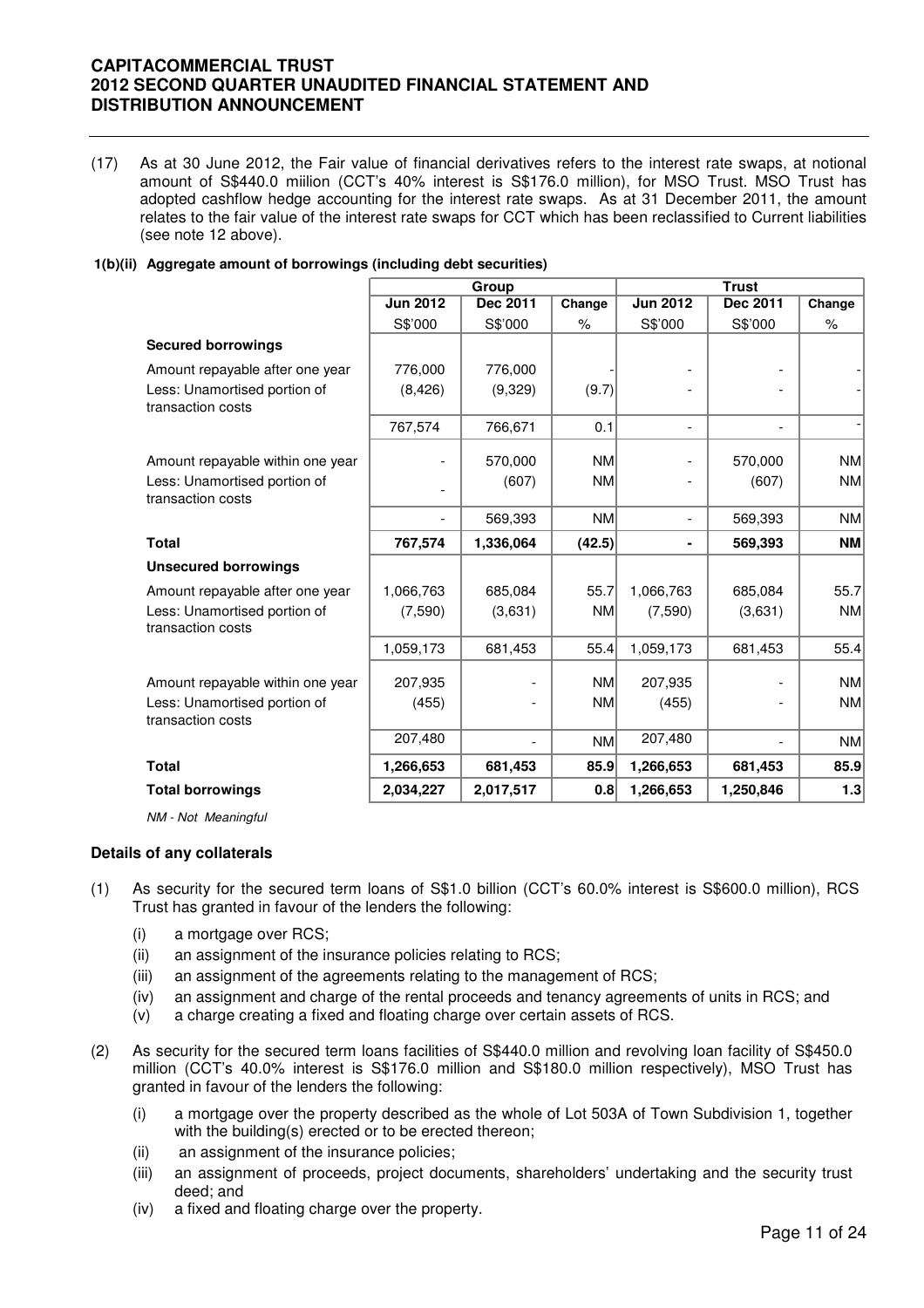(17) As at 30 June 2012, the Fair value of financial derivatives refers to the interest rate swaps, at notional amount of S$440.0 miilion (CCT's 40% interest is S$176.0 million), for MSO Trust. MSO Trust has adopted cashflow hedge accounting for the interest rate swaps. As at 31 December 2011, the amount relates to the fair value of the interest rate swaps for CCT which has been reclassified to Current liabilities (see note 12 above).

**1(b)(ii) Aggregate amount of borrowings (including debt securities)**

| | Group | | | Trust | | |
|---|---|---|---|---|---|---|
| | **Jun 2012** | **Dec 2011** | **Change** | **Jun 2012** | **Dec 2011** | **Change** |
| | S$'000 | S$'000 | % | S$'000 | S$'000 | % |
| **Secured borrowings** | | | | | | |
| Amount repayable after one year | 776,000 | 776,000 | - | - | - | - |
| Less: Unamortised portion of transaction costs | (8,426) | (9,329) | (9.7) | - | - | - |
| | 767,574 | 766,671 | 0.1 | - | - | - |
| Amount repayable within one year | - | 570,000 | NM | - | 570,000 | NM |
| Less: Unamortised portion of transaction costs | - | (607) | NM | - | (607) | NM |
| | - | 569,393 | NM | - | 569,393 | NM |
| **Total** | **767,574** | **1,336,064** | **(42.5)** | **-** | **569,393** | **NM** |
| **Unsecured borrowings** | | | | | | |
| Amount repayable after one year | 1,066,763 | 685,084 | 55.7 | 1,066,763 | 685,084 | 55.7 |
| Less: Unamortised portion of transaction costs | (7,590) | (3,631) | NM | (7,590) | (3,631) | NM |
| | 1,059,173 | 681,453 | 55.4 | 1,059,173 | 681,453 | 55.4 |
| Amount repayable within one year | 207,935 | - | NM | 207,935 | - | NM |
| Less: Unamortised portion of transaction costs | (455) | - | NM | (455) | - | NM |
| | 207,480 | - | NM | 207,480 | - | NM |
| **Total** | **1,266,653** | **681,453** | **85.9** | **1,266,653** | **681,453** | **85.9** |
| **Total borrowings** | **2,034,227** | **2,017,517** | **0.8** | **1,266,653** | **1,250,846** | **1.3** |

*NM - Not Meaningful*

**Details of any collaterals**

(1) As security for the secured term loans of S$1.0 billion (CCT's 60.0% interest is S$600.0 million), RCS Trust has granted in favour of the lenders the following:

- (i) a mortgage over RCS;
- (ii) an assignment of the insurance policies relating to RCS;
- (iii) an assignment of the agreements relating to the management of RCS;
- (iv) an assignment and charge of the rental proceeds and tenancy agreements of units in RCS; and
- (v) a charge creating a fixed and floating charge over certain assets of RCS.

(2) As security for the secured term loans facilities of S$440.0 million and revolving loan facility of S$450.0 million (CCT's 40.0% interest is S$176.0 million and S$180.0 million respectively), MSO Trust has granted in favour of the lenders the following:

- (i) a mortgage over the property described as the whole of Lot 503A of Town Subdivision 1, together with the building(s) erected or to be erected thereon;
- (ii) an assignment of the insurance policies;
- (iii) an assignment of proceeds, project documents, shareholders' undertaking and the security trust deed; and
- (iv) a fixed and floating charge over the property.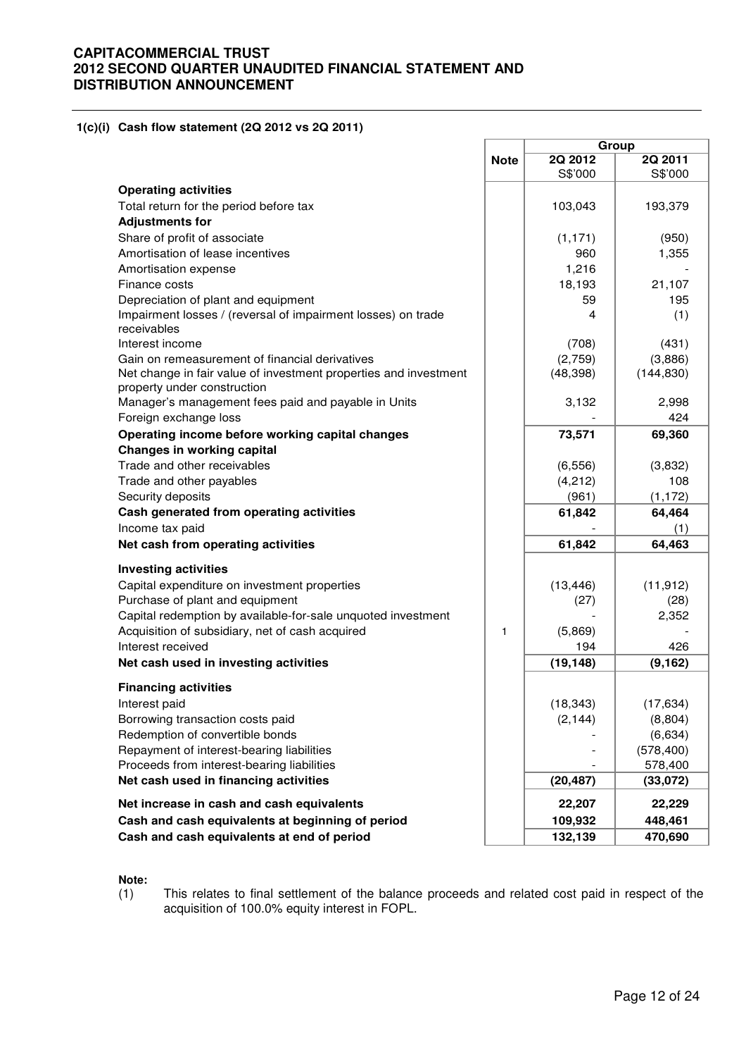**1(c)(i) Cash flow statement (2Q 2012 vs 2Q 2011)**

| | Note | Group | |
|---|---|---|---|
| | | 2Q 2012 | 2Q 2011 |
| | | S$'000 | S$'000 |
| **Operating activities** | | | |
| Total return for the period before tax | | 103,043 | 193,379 |
| **Adjustments for** | | | |
| Share of profit of associate | | (1,171) | (950) |
| Amortisation of lease incentives | | 960 | 1,355 |
| Amortisation expense | | 1,216 | - |
| Finance costs | | 18,193 | 21,107 |
| Depreciation of plant and equipment | | 59 | 195 |
| Impairment losses / (reversal of impairment losses) on trade receivables | | 4 | (1) |
| Interest income | | (708) | (431) |
| Gain on remeasurement of financial derivatives | | (2,759) | (3,886) |
| Net change in fair value of investment properties and investment property under construction | | (48,398) | (144,830) |
| Manager's management fees paid and payable in Units | | 3,132 | 2,998 |
| Foreign exchange loss | | - | 424 |
| **Operating income before working capital changes** | | **73,571** | **69,360** |
| **Changes in working capital** | | | |
| Trade and other receivables | | (6,556) | (3,832) |
| Trade and other payables | | (4,212) | 108 |
| Security deposits | | (961) | (1,172) |
| **Cash generated from operating activities** | | **61,842** | **64,464** |
| Income tax paid | | - | (1) |
| **Net cash from operating activities** | | **61,842** | **64,463** |
| **Investing activities** | | | |
| Capital expenditure on investment properties | | (13,446) | (11,912) |
| Purchase of plant and equipment | | (27) | (28) |
| Capital redemption by available-for-sale unquoted investment | | - | 2,352 |
| Acquisition of subsidiary, net of cash acquired | 1 | (5,869) | - |
| Interest received | | 194 | 426 |
| **Net cash used in investing activities** | | **(19,148)** | **(9,162)** |
| **Financing activities** | | | |
| Interest paid | | (18,343) | (17,634) |
| Borrowing transaction costs paid | | (2,144) | (8,804) |
| Redemption of convertible bonds | | - | (6,634) |
| Repayment of interest-bearing liabilities | | - | (578,400) |
| Proceeds from interest-bearing liabilities | | - | 578,400 |
| **Net cash used in financing activities** | | **(20,487)** | **(33,072)** |
| **Net increase in cash and cash equivalents** | | **22,207** | **22,229** |
| **Cash and cash equivalents at beginning of period** | | **109,932** | **448,461** |
| **Cash and cash equivalents at end of period** | | **132,139** | **470,690** |

**Note:**

(1) This relates to final settlement of the balance proceeds and related cost paid in respect of the acquisition of 100.0% equity interest in FOPL.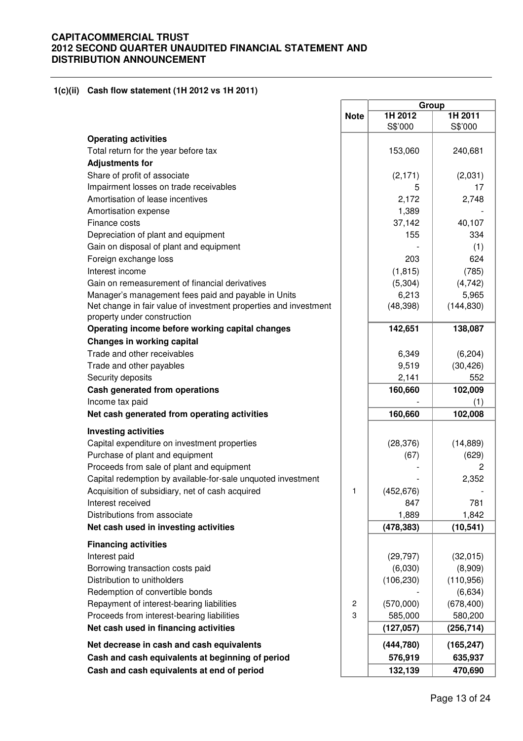# CAPITACOMMERCIAL TRUST
# 2012 SECOND QUARTER UNAUDITED FINANCIAL STATEMENT AND DISTRIBUTION ANNOUNCEMENT

## 1(c)(ii) Cash flow statement (1H 2012 vs 1H 2011)

| | Note | Group | |
|---|---|---|---|
| | | 1H 2012 S$'000 | 1H 2011 S$'000 |
| **Operating activities** | | | |
| Total return for the year before tax | | 153,060 | 240,681 |
| **Adjustments for** | | | |
| Share of profit of associate | | (2,171) | (2,031) |
| Impairment losses on trade receivables | | 5 | 17 |
| Amortisation of lease incentives | | 2,172 | 2,748 |
| Amortisation expense | | 1,389 | - |
| Finance costs | | 37,142 | 40,107 |
| Depreciation of plant and equipment | | 155 | 334 |
| Gain on disposal of plant and equipment | | - | (1) |
| Foreign exchange loss | | 203 | 624 |
| Interest income | | (1,815) | (785) |
| Gain on remeasurement of financial derivatives | | (5,304) | (4,742) |
| Manager's management fees paid and payable in Units | | 6,213 | 5,965 |
| Net change in fair value of investment properties and investment property under construction | | (48,398) | (144,830) |
| **Operating income before working capital changes** | | **142,651** | **138,087** |
| **Changes in working capital** | | | |
| Trade and other receivables | | 6,349 | (6,204) |
| Trade and other payables | | 9,519 | (30,426) |
| Security deposits | | 2,141 | 552 |
| **Cash generated from operations** | | **160,660** | **102,009** |
| Income tax paid | | - | (1) |
| **Net cash generated from operating activities** | | **160,660** | **102,008** |
| **Investing activities** | | | |
| Capital expenditure on investment properties | | (28,376) | (14,889) |
| Purchase of plant and equipment | | (67) | (629) |
| Proceeds from sale of plant and equipment | | - | 2 |
| Capital redemption by available-for-sale unquoted investment | | - | 2,352 |
| Acquisition of subsidiary, net of cash acquired | 1 | (452,676) | - |
| Interest received | | 847 | 781 |
| Distributions from associate | | 1,889 | 1,842 |
| **Net cash used in investing activities** | | **(478,383)** | **(10,541)** |
| **Financing activities** | | | |
| Interest paid | | (29,797) | (32,015) |
| Borrowing transaction costs paid | | (6,030) | (8,909) |
| Distribution to unitholders | | (106,230) | (110,956) |
| Redemption of convertible bonds | | - | (6,634) |
| Repayment of interest-bearing liabilities | 2 | (570,000) | (678,400) |
| Proceeds from interest-bearing liabilities | 3 | 585,000 | 580,200 |
| **Net cash used in financing activities** | | **(127,057)** | **(256,714)** |
| **Net decrease in cash and cash equivalents** | | **(444,780)** | **(165,247)** |
| **Cash and cash equivalents at beginning of period** | | **576,919** | **635,937** |
| **Cash and cash equivalents at end of period** | | **132,139** | **470,690** |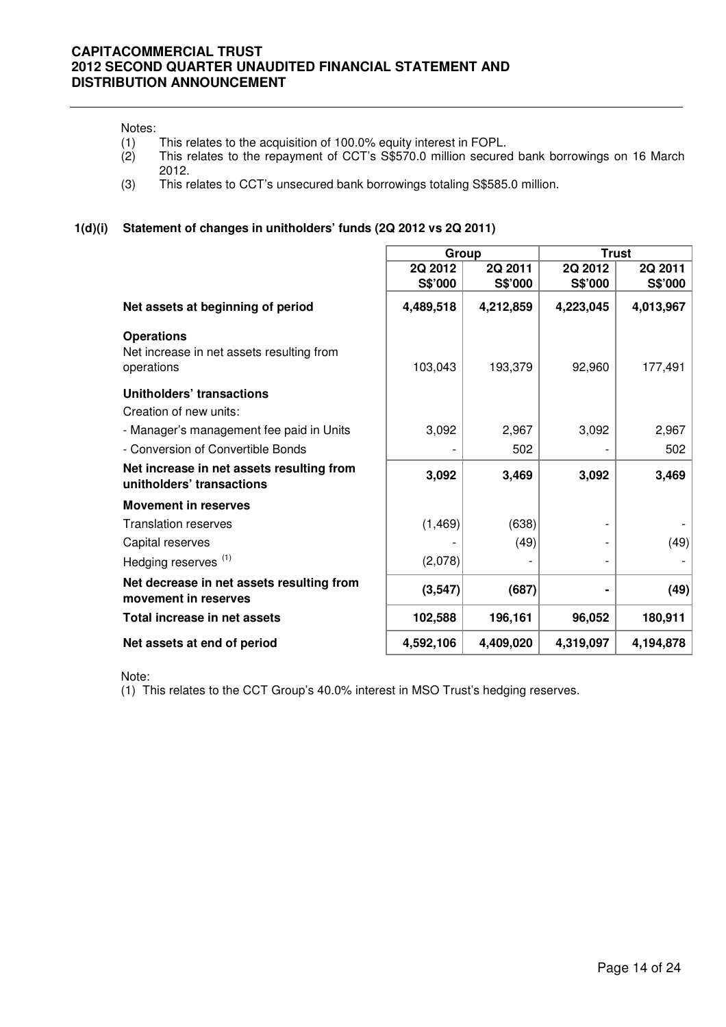Notes:

(1) This relates to the acquisition of 100.0% equity interest in FOPL.
(2) This relates to the repayment of CCT's S$570.0 million secured bank borrowings on 16 March 2012.
(3) This relates to CCT's unsecured bank borrowings totaling S$585.0 million.

### 1(d)(i) Statement of changes in unitholders' funds (2Q 2012 vs 2Q 2011)

| | Group | | Trust | |
|---|---|---|---|---|
| | 2Q 2012 S$'000 | 2Q 2011 S$'000 | 2Q 2012 S$'000 | 2Q 2011 S$'000 |
| **Net assets at beginning of period** | **4,489,518** | **4,212,859** | **4,223,045** | **4,013,967** |
| **Operations** | | | | |
| Net increase in net assets resulting from operations | 103,043 | 193,379 | 92,960 | 177,491 |
| **Unitholders' transactions** | | | | |
| Creation of new units: | | | | |
| - Manager's management fee paid in Units | 3,092 | 2,967 | 3,092 | 2,967 |
| - Conversion of Convertible Bonds | - | 502 | - | 502 |
| **Net increase in net assets resulting from unitholders' transactions** | **3,092** | **3,469** | **3,092** | **3,469** |
| **Movement in reserves** | | | | |
| Translation reserves | (1,469) | (638) | - | - |
| Capital reserves | - | (49) | - | (49) |
| Hedging reserves [(1)] | (2,078) | - | - | - |
| **Net decrease in net assets resulting from movement in reserves** | **(3,547)** | **(687)** | **-** | **(49)** |
| **Total increase in net assets** | **102,588** | **196,161** | **96,052** | **180,911** |
| **Net assets at end of period** | **4,592,106** | **4,409,020** | **4,319,097** | **4,194,878** |

Note:

(1) This relates to the CCT Group's 40.0% interest in MSO Trust's hedging reserves.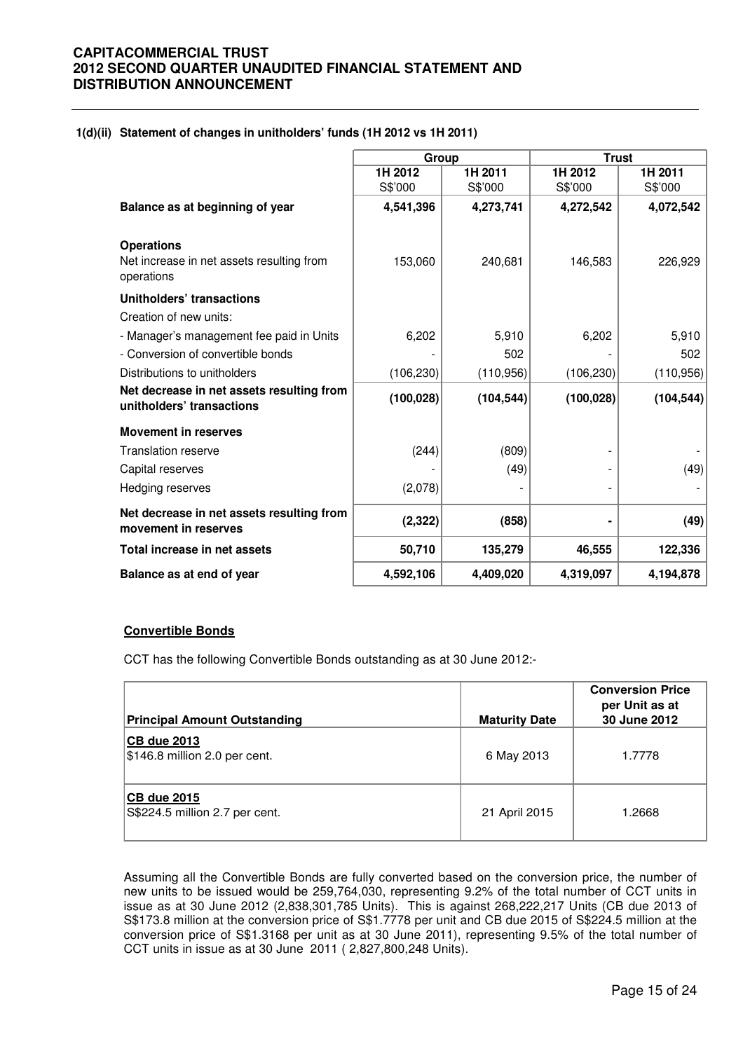# CAPITACOMMERCIAL TRUST
# 2012 SECOND QUARTER UNAUDITED FINANCIAL STATEMENT AND DISTRIBUTION ANNOUNCEMENT

### 1(d)(ii) Statement of changes in unitholders' funds (1H 2012 vs 1H 2011)

| | Group | | Trust | |
|---|---|---|---|---|
| | 1H 2012<br>S$'000 | 1H 2011<br>S$'000 | 1H 2012<br>S$'000 | 1H 2011<br>S$'000 |
| **Balance as at beginning of year** | **4,541,396** | **4,273,741** | **4,272,542** | **4,072,542** |
| **Operations** | | | | |
| Net increase in net assets resulting from operations | 153,060 | 240,681 | 146,583 | 226,929 |
| **Unitholders' transactions** | | | | |
| Creation of new units: | | | | |
| - Manager's management fee paid in Units | 6,202 | 5,910 | 6,202 | 5,910 |
| - Conversion of convertible bonds | - | 502 | - | 502 |
| Distributions to unitholders | (106,230) | (110,956) | (106,230) | (110,956) |
| **Net decrease in net assets resulting from unitholders' transactions** | **(100,028)** | **(104,544)** | **(100,028)** | **(104,544)** |
| **Movement in reserves** | | | | |
| Translation reserve | (244) | (809) | - | - |
| Capital reserves | - | (49) | - | (49) |
| Hedging reserves | (2,078) | - | - | - |
| **Net decrease in net assets resulting from movement in reserves** | **(2,322)** | **(858)** | **-** | **(49)** |
| **Total increase in net assets** | **50,710** | **135,279** | **46,555** | **122,336** |
| **Balance as at end of year** | **4,592,106** | **4,409,020** | **4,319,097** | **4,194,878** |

**Convertible Bonds**

CCT has the following Convertible Bonds outstanding as at 30 June 2012:-

| Principal Amount Outstanding | Maturity Date | Conversion Price per Unit as at 30 June 2012 |
|---|---|---|
| **CB due 2013**<br>$146.8 million 2.0 per cent. | 6 May 2013 | 1.7778 |
| **CB due 2015**<br>S$224.5 million 2.7 per cent. | 21 April 2015 | 1.2668 |

Assuming all the Convertible Bonds are fully converted based on the conversion price, the number of new units to be issued would be 259,764,030, representing 9.2% of the total number of CCT units in issue as at 30 June 2012 (2,838,301,785 Units). This is against 268,222,217 Units (CB due 2013 of S$173.8 million at the conversion price of S$1.7778 per unit and CB due 2015 of S$224.5 million at the conversion price of S$1.3168 per unit as at 30 June 2011), representing 9.5% of the total number of CCT units in issue as at 30 June 2011 ( 2,827,800,248 Units).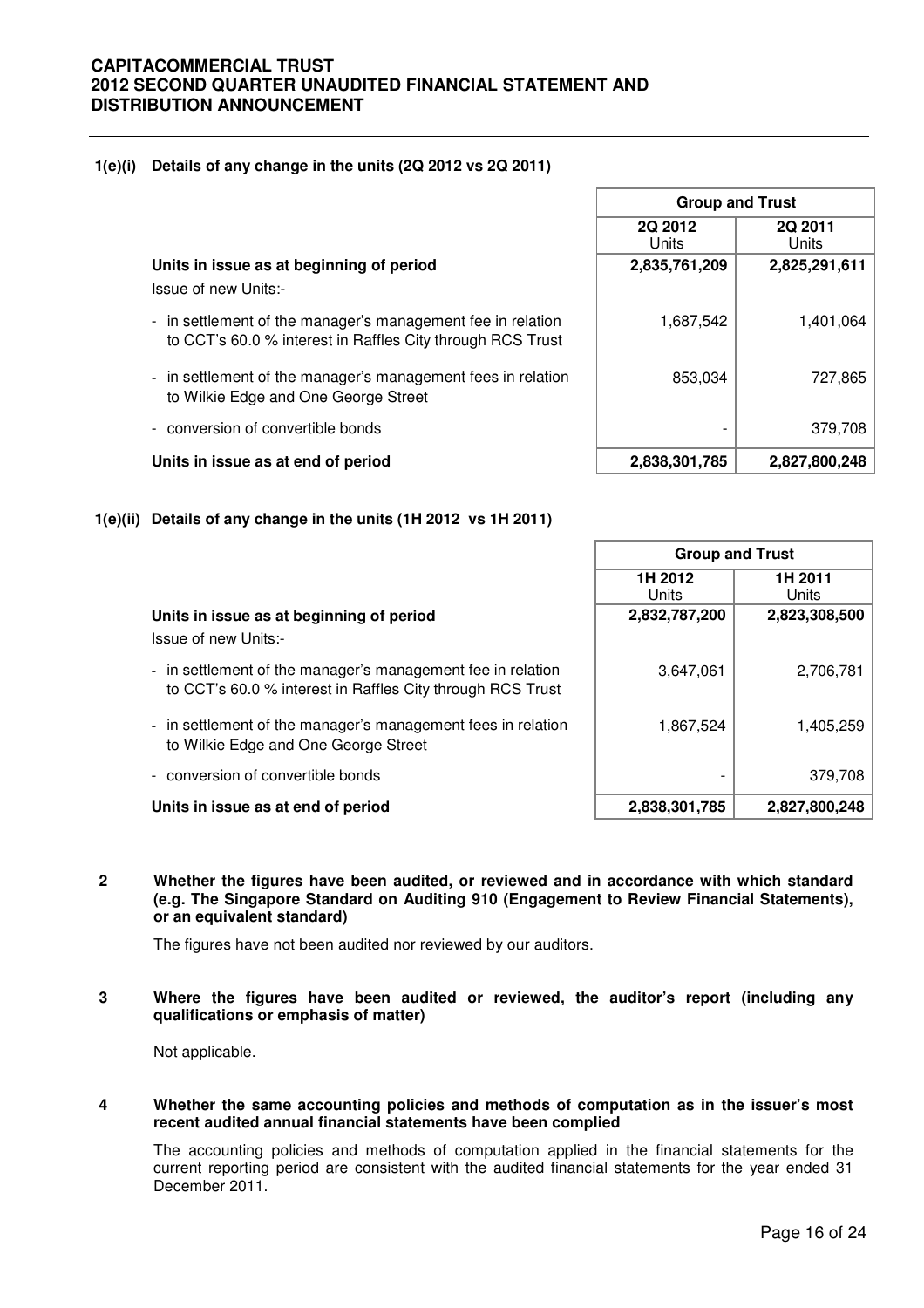### 1(e)(i) Details of any change in the units (2Q 2012 vs 2Q 2011)

| | Group and Trust | |
|---|---|---|
| | 2Q 2012 Units | 2Q 2011 Units |
| **Units in issue as at beginning of period** | **2,835,761,209** | **2,825,291,611** |
| Issue of new Units:- | | |
| - in settlement of the manager's management fee in relation to CCT's 60.0 % interest in Raffles City through RCS Trust | 1,687,542 | 1,401,064 |
| - in settlement of the manager's management fees in relation to Wilkie Edge and One George Street | 853,034 | 727,865 |
| - conversion of convertible bonds | - | 379,708 |
| **Units in issue as at end of period** | **2,838,301,785** | **2,827,800,248** |

### 1(e)(ii) Details of any change in the units (1H 2012 vs 1H 2011)

| | Group and Trust | |
|---|---|---|
| | 1H 2012 Units | 1H 2011 Units |
| **Units in issue as at beginning of period** | **2,832,787,200** | **2,823,308,500** |
| Issue of new Units:- | | |
| - in settlement of the manager's management fee in relation to CCT's 60.0 % interest in Raffles City through RCS Trust | 3,647,061 | 2,706,781 |
| - in settlement of the manager's management fees in relation to Wilkie Edge and One George Street | 1,867,524 | 1,405,259 |
| - conversion of convertible bonds | - | 379,708 |
| **Units in issue as at end of period** | **2,838,301,785** | **2,827,800,248** |

### 2 Whether the figures have been audited, or reviewed and in accordance with which standard (e.g. The Singapore Standard on Auditing 910 (Engagement to Review Financial Statements), or an equivalent standard)

The figures have not been audited nor reviewed by our auditors.

### 3 Where the figures have been audited or reviewed, the auditor's report (including any qualifications or emphasis of matter)

Not applicable.

### 4 Whether the same accounting policies and methods of computation as in the issuer's most recent audited annual financial statements have been complied

The accounting policies and methods of computation applied in the financial statements for the current reporting period are consistent with the audited financial statements for the year ended 31 December 2011.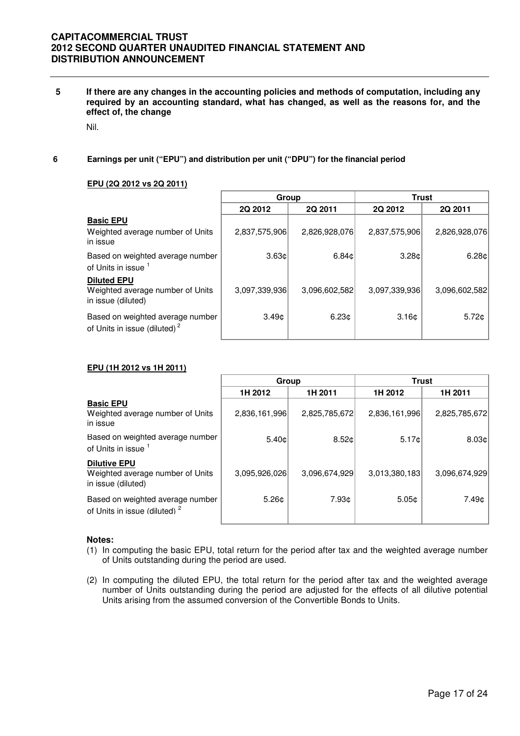**5 If there are any changes in the accounting policies and methods of computation, including any required by an accounting standard, what has changed, as well as the reasons for, and the effect of, the change**

Nil.

**6 Earnings per unit ("EPU") and distribution per unit ("DPU") for the financial period**

**EPU (2Q 2012 vs 2Q 2011)**

| | Group | | Trust | |
|---|---|---|---|---|
| | 2Q 2012 | 2Q 2011 | 2Q 2012 | 2Q 2011 |
| **Basic EPU** | | | | |
| Weighted average number of Units in issue | 2,837,575,906 | 2,826,928,076 | 2,837,575,906 | 2,826,928,076 |
| Based on weighted average number of Units in issue [1] | 3.63¢ | 6.84¢ | 3.28¢ | 6.28¢ |
| **Diluted EPU** | | | | |
| Weighted average number of Units in issue (diluted) | 3,097,339,936 | 3,096,602,582 | 3,097,339,936 | 3,096,602,582 |
| Based on weighted average number of Units in issue (diluted) [2] | 3.49¢ | 6.23¢ | 3.16¢ | 5.72¢ |

**EPU (1H 2012 vs 1H 2011)**

| | Group | | Trust | |
|---|---|---|---|---|
| | 1H 2012 | 1H 2011 | 1H 2012 | 1H 2011 |
| **Basic EPU** | | | | |
| Weighted average number of Units in issue | 2,836,161,996 | 2,825,785,672 | 2,836,161,996 | 2,825,785,672 |
| Based on weighted average number of Units in issue [1] | 5.40¢ | 8.52¢ | 5.17¢ | 8.03¢ |
| **Dilutive EPU** | | | | |
| Weighted average number of Units in issue (diluted) | 3,095,926,026 | 3,096,674,929 | 3,013,380,183 | 3,096,674,929 |
| Based on weighted average number of Units in issue (diluted) [2] | 5.26¢ | 7.93¢ | 5.05¢ | 7.49¢ |

**Notes:**

(1) In computing the basic EPU, total return for the period after tax and the weighted average number of Units outstanding during the period are used.

(2) In computing the diluted EPU, the total return for the period after tax and the weighted average number of Units outstanding during the period are adjusted for the effects of all dilutive potential Units arising from the assumed conversion of the Convertible Bonds to Units.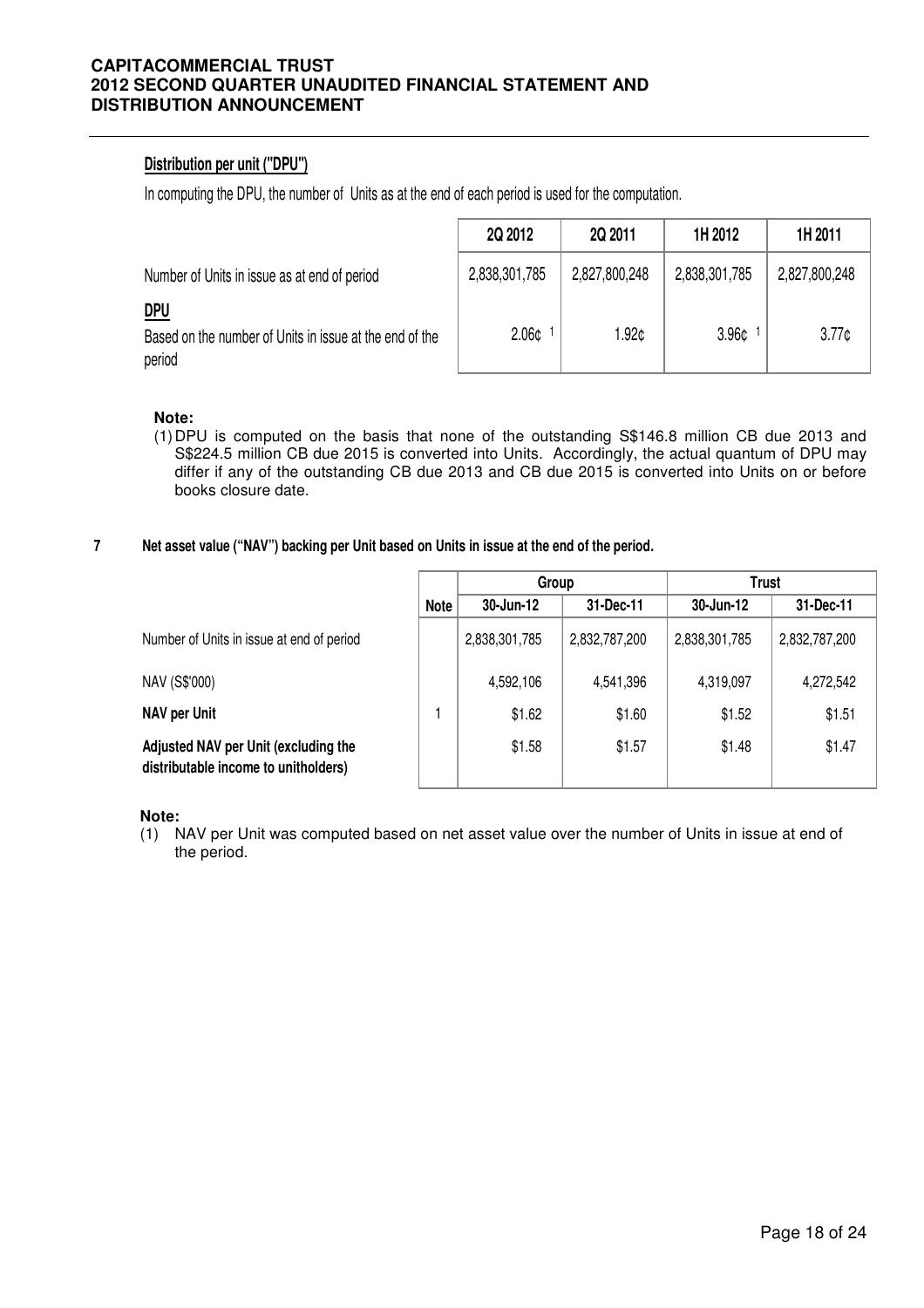**Distribution per unit ("DPU")**

In computing the DPU, the number of Units as at the end of each period is used for the computation.

| | 2Q 2012 | 2Q 2011 | 1H 2012 | 1H 2011 |
|---|---|---|---|---|
| Number of Units in issue as at end of period | 2,838,301,785 | 2,827,800,248 | 2,838,301,785 | 2,827,800,248 |
| **DPU** | | | | |
| Based on the number of Units in issue at the end of the period | 2.06¢ [1] | 1.92¢ | 3.96¢ [1] | 3.77¢ |

**Note:**

(1) DPU is computed on the basis that none of the outstanding S$146.8 million CB due 2013 and S$224.5 million CB due 2015 is converted into Units. Accordingly, the actual quantum of DPU may differ if any of the outstanding CB due 2013 and CB due 2015 is converted into Units on or before books closure date.

**7 Net asset value ("NAV") backing per Unit based on Units in issue at the end of the period.**

| | Note | Group | | Trust | |
|---|---|---|---|---|---|
| | | 30-Jun-12 | 31-Dec-11 | 30-Jun-12 | 31-Dec-11 |
| Number of Units in issue at end of period | | 2,838,301,785 | 2,832,787,200 | 2,838,301,785 | 2,832,787,200 |
| NAV (S$'000) | | 4,592,106 | 4,541,396 | 4,319,097 | 4,272,542 |
| **NAV per Unit** | 1 | $1.62 | $1.60 | $1.52 | $1.51 |
| **Adjusted NAV per Unit (excluding the distributable income to unitholders)** | | $1.58 | $1.57 | $1.48 | $1.47 |

**Note:**

(1) NAV per Unit was computed based on net asset value over the number of Units in issue at end of the period.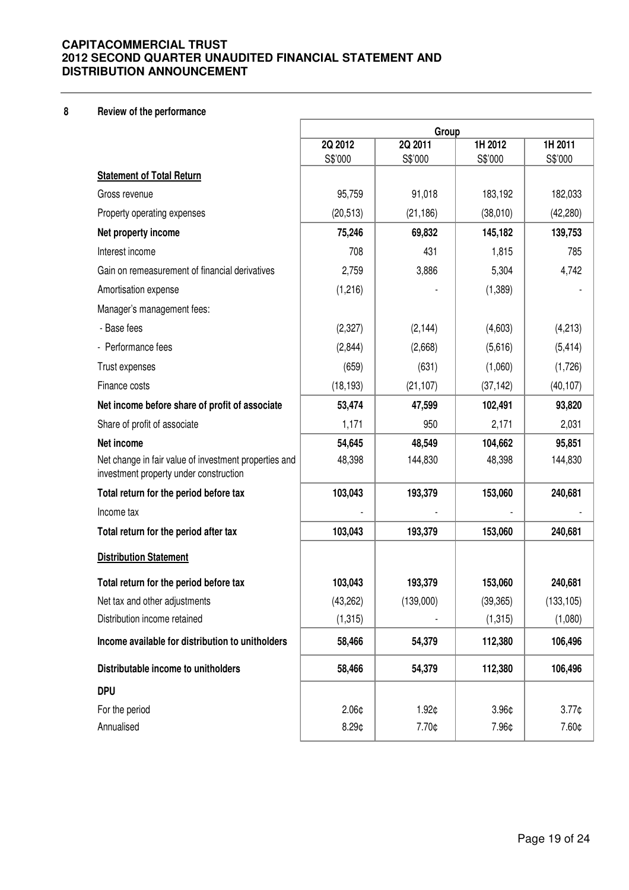## 8 Review of the performance

| | Group | | | |
|---|---|---|---|---|
| | 2Q 2012 S$'000 | 2Q 2011 S$'000 | 1H 2012 S$'000 | 1H 2011 S$'000 |
| **Statement of Total Return** | | | | |
| Gross revenue | 95,759 | 91,018 | 183,192 | 182,033 |
| Property operating expenses | (20,513) | (21,186) | (38,010) | (42,280) |
| **Net property income** | **75,246** | **69,832** | **145,182** | **139,753** |
| Interest income | 708 | 431 | 1,815 | 785 |
| Gain on remeasurement of financial derivatives | 2,759 | 3,886 | 5,304 | 4,742 |
| Amortisation expense | (1,216) | - | (1,389) | - |
| Manager's management fees: | | | | |
| - Base fees | (2,327) | (2,144) | (4,603) | (4,213) |
| - Performance fees | (2,844) | (2,668) | (5,616) | (5,414) |
| Trust expenses | (659) | (631) | (1,060) | (1,726) |
| Finance costs | (18,193) | (21,107) | (37,142) | (40,107) |
| **Net income before share of profit of associate** | **53,474** | **47,599** | **102,491** | **93,820** |
| Share of profit of associate | 1,171 | 950 | 2,171 | 2,031 |
| **Net income** | **54,645** | **48,549** | **104,662** | **95,851** |
| Net change in fair value of investment properties and investment property under construction | 48,398 | 144,830 | 48,398 | 144,830 |
| **Total return for the period before tax** | **103,043** | **193,379** | **153,060** | **240,681** |
| Income tax | - | - | - | - |
| **Total return for the period after tax** | **103,043** | **193,379** | **153,060** | **240,681** |
| **Distribution Statement** | | | | |
| **Total return for the period before tax** | **103,043** | **193,379** | **153,060** | **240,681** |
| Net tax and other adjustments | (43,262) | (139,000) | (39,365) | (133,105) |
| Distribution income retained | (1,315) | - | (1,315) | (1,080) |
| **Income available for distribution to unitholders** | **58,466** | **54,379** | **112,380** | **106,496** |
| **Distributable income to unitholders** | **58,466** | **54,379** | **112,380** | **106,496** |
| **DPU** | | | | |
| For the period | 2.06¢ | 1.92¢ | 3.96¢ | 3.77¢ |
| Annualised | 8.29¢ | 7.70¢ | 7.96¢ | 7.60¢ |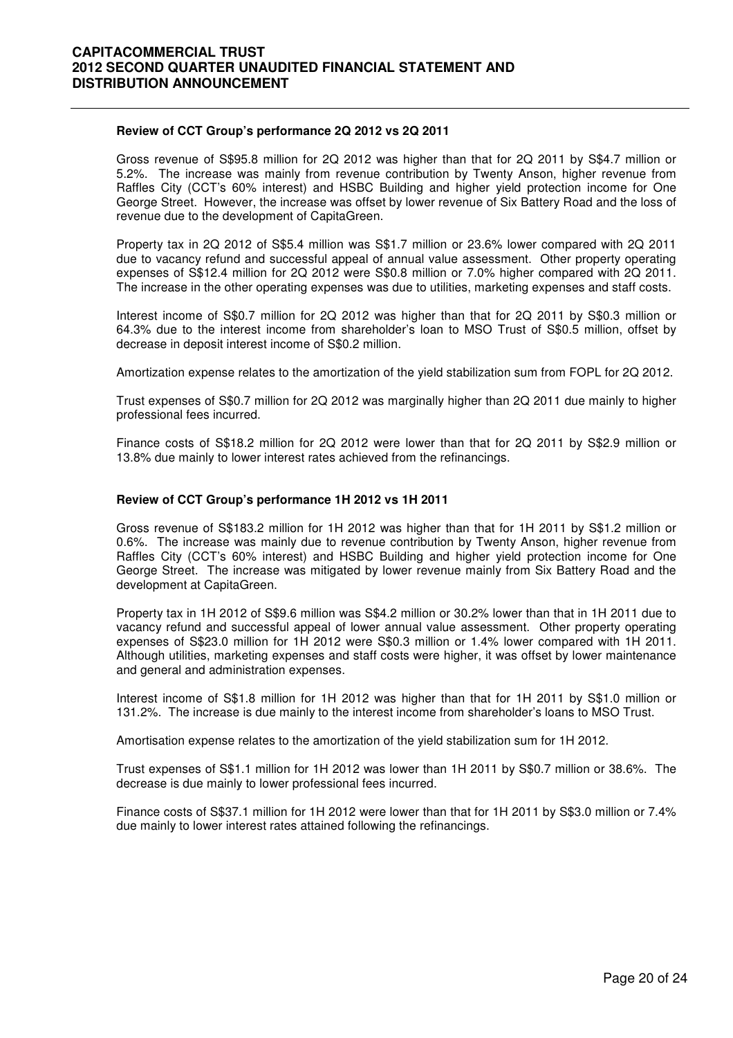**Review of CCT Group's performance 2Q 2012 vs 2Q 2011**

Gross revenue of S$95.8 million for 2Q 2012 was higher than that for 2Q 2011 by S$4.7 million or 5.2%. The increase was mainly from revenue contribution by Twenty Anson, higher revenue from Raffles City (CCT's 60% interest) and HSBC Building and higher yield protection income for One George Street. However, the increase was offset by lower revenue of Six Battery Road and the loss of revenue due to the development of CapitaGreen.

Property tax in 2Q 2012 of S$5.4 million was S$1.7 million or 23.6% lower compared with 2Q 2011 due to vacancy refund and successful appeal of annual value assessment. Other property operating expenses of S$12.4 million for 2Q 2012 were S$0.8 million or 7.0% higher compared with 2Q 2011. The increase in the other operating expenses was due to utilities, marketing expenses and staff costs.

Interest income of S$0.7 million for 2Q 2012 was higher than that for 2Q 2011 by S$0.3 million or 64.3% due to the interest income from shareholder's loan to MSO Trust of S$0.5 million, offset by decrease in deposit interest income of S$0.2 million.

Amortization expense relates to the amortization of the yield stabilization sum from FOPL for 2Q 2012.

Trust expenses of S$0.7 million for 2Q 2012 was marginally higher than 2Q 2011 due mainly to higher professional fees incurred.

Finance costs of S$18.2 million for 2Q 2012 were lower than that for 2Q 2011 by S$2.9 million or 13.8% due mainly to lower interest rates achieved from the refinancings.

**Review of CCT Group's performance 1H 2012 vs 1H 2011**

Gross revenue of S$183.2 million for 1H 2012 was higher than that for 1H 2011 by S$1.2 million or 0.6%. The increase was mainly due to revenue contribution by Twenty Anson, higher revenue from Raffles City (CCT's 60% interest) and HSBC Building and higher yield protection income for One George Street. The increase was mitigated by lower revenue mainly from Six Battery Road and the development at CapitaGreen.

Property tax in 1H 2012 of S$9.6 million was S$4.2 million or 30.2% lower than that in 1H 2011 due to vacancy refund and successful appeal of lower annual value assessment. Other property operating expenses of S$23.0 million for 1H 2012 were S$0.3 million or 1.4% lower compared with 1H 2011. Although utilities, marketing expenses and staff costs were higher, it was offset by lower maintenance and general and administration expenses.

Interest income of S$1.8 million for 1H 2012 was higher than that for 1H 2011 by S$1.0 million or 131.2%. The increase is due mainly to the interest income from shareholder's loans to MSO Trust.

Amortisation expense relates to the amortization of the yield stabilization sum for 1H 2012.

Trust expenses of S$1.1 million for 1H 2012 was lower than 1H 2011 by S$0.7 million or 38.6%. The decrease is due mainly to lower professional fees incurred.

Finance costs of S$37.1 million for 1H 2012 were lower than that for 1H 2011 by S$3.0 million or 7.4% due mainly to lower interest rates attained following the refinancings.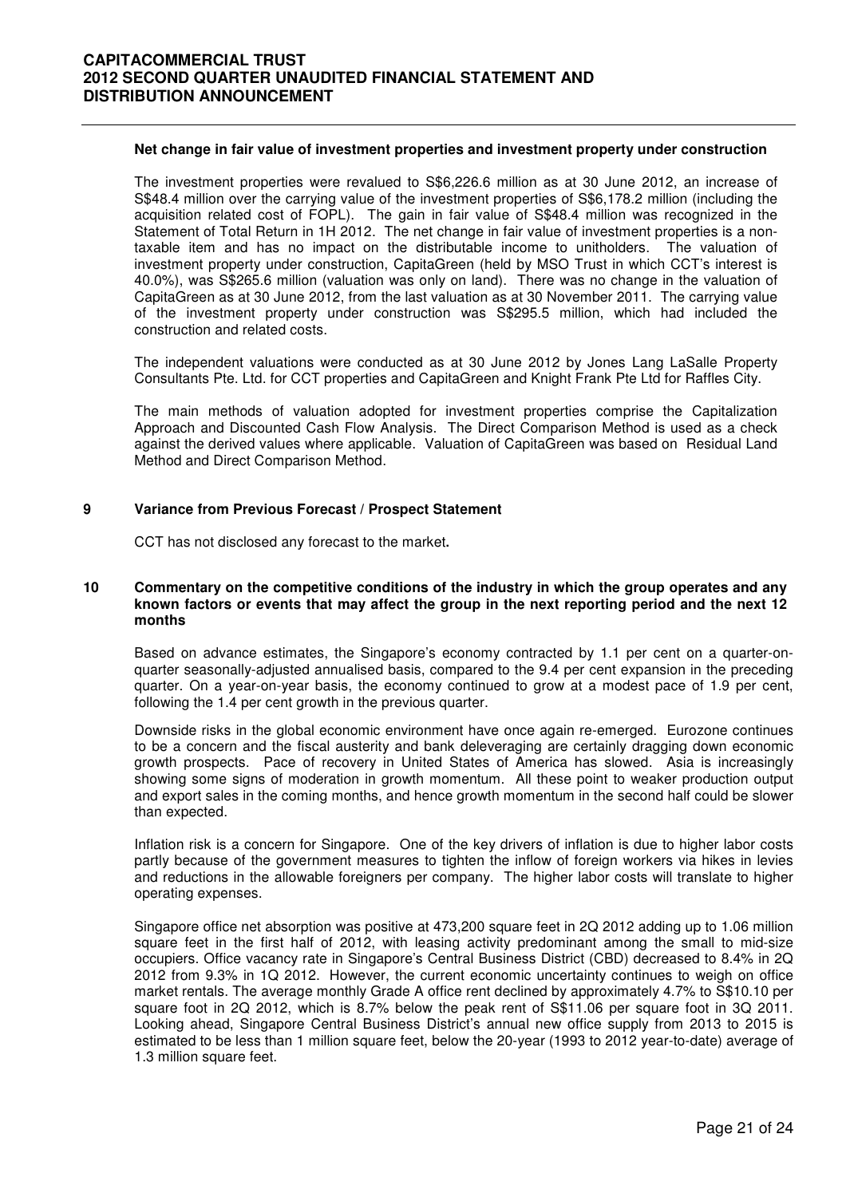**Net change in fair value of investment properties and investment property under construction**

The investment properties were revalued to S$6,226.6 million as at 30 June 2012, an increase of S$48.4 million over the carrying value of the investment properties of S$6,178.2 million (including the acquisition related cost of FOPL). The gain in fair value of S$48.4 million was recognized in the Statement of Total Return in 1H 2012. The net change in fair value of investment properties is a non-taxable item and has no impact on the distributable income to unitholders. The valuation of investment property under construction, CapitaGreen (held by MSO Trust in which CCT's interest is 40.0%), was S$265.6 million (valuation was only on land). There was no change in the valuation of CapitaGreen as at 30 June 2012, from the last valuation as at 30 November 2011. The carrying value of the investment property under construction was S$295.5 million, which had included the construction and related costs.

The independent valuations were conducted as at 30 June 2012 by Jones Lang LaSalle Property Consultants Pte. Ltd. for CCT properties and CapitaGreen and Knight Frank Pte Ltd for Raffles City.

The main methods of valuation adopted for investment properties comprise the Capitalization Approach and Discounted Cash Flow Analysis. The Direct Comparison Method is used as a check against the derived values where applicable. Valuation of CapitaGreen was based on Residual Land Method and Direct Comparison Method.

## 9 Variance from Previous Forecast / Prospect Statement

CCT has not disclosed any forecast to the market**.**

## 10 Commentary on the competitive conditions of the industry in which the group operates and any known factors or events that may affect the group in the next reporting period and the next 12 months

Based on advance estimates, the Singapore's economy contracted by 1.1 per cent on a quarter-on-quarter seasonally-adjusted annualised basis, compared to the 9.4 per cent expansion in the preceding quarter. On a year-on-year basis, the economy continued to grow at a modest pace of 1.9 per cent, following the 1.4 per cent growth in the previous quarter.

Downside risks in the global economic environment have once again re-emerged. Eurozone continues to be a concern and the fiscal austerity and bank deleveraging are certainly dragging down economic growth prospects. Pace of recovery in United States of America has slowed. Asia is increasingly showing some signs of moderation in growth momentum. All these point to weaker production output and export sales in the coming months, and hence growth momentum in the second half could be slower than expected.

Inflation risk is a concern for Singapore. One of the key drivers of inflation is due to higher labor costs partly because of the government measures to tighten the inflow of foreign workers via hikes in levies and reductions in the allowable foreigners per company. The higher labor costs will translate to higher operating expenses.

Singapore office net absorption was positive at 473,200 square feet in 2Q 2012 adding up to 1.06 million square feet in the first half of 2012, with leasing activity predominant among the small to mid-size occupiers. Office vacancy rate in Singapore's Central Business District (CBD) decreased to 8.4% in 2Q 2012 from 9.3% in 1Q 2012. However, the current economic uncertainty continues to weigh on office market rentals. The average monthly Grade A office rent declined by approximately 4.7% to S$10.10 per square foot in 2Q 2012, which is 8.7% below the peak rent of S$11.06 per square foot in 3Q 2011. Looking ahead, Singapore Central Business District's annual new office supply from 2013 to 2015 is estimated to be less than 1 million square feet, below the 20-year (1993 to 2012 year-to-date) average of 1.3 million square feet.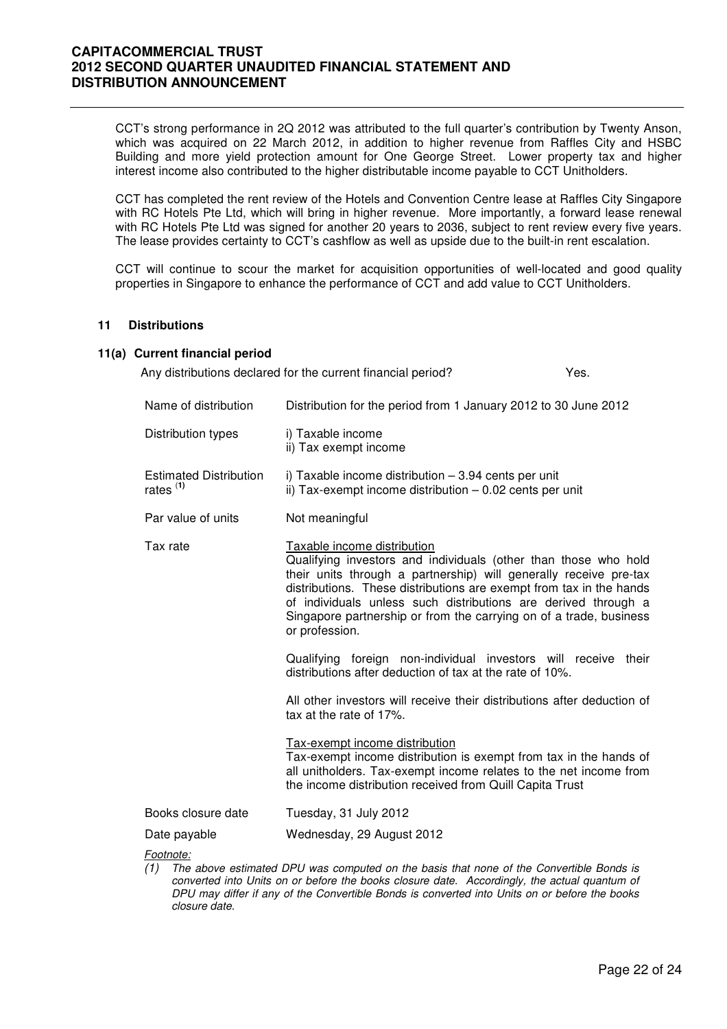CCT's strong performance in 2Q 2012 was attributed to the full quarter's contribution by Twenty Anson, which was acquired on 22 March 2012, in addition to higher revenue from Raffles City and HSBC Building and more yield protection amount for One George Street. Lower property tax and higher interest income also contributed to the higher distributable income payable to CCT Unitholders.

CCT has completed the rent review of the Hotels and Convention Centre lease at Raffles City Singapore with RC Hotels Pte Ltd, which will bring in higher revenue. More importantly, a forward lease renewal with RC Hotels Pte Ltd was signed for another 20 years to 2036, subject to rent review every five years. The lease provides certainty to CCT's cashflow as well as upside due to the built-in rent escalation.

CCT will continue to scour the market for acquisition opportunities of well-located and good quality properties in Singapore to enhance the performance of CCT and add value to CCT Unitholders.

## 11 Distributions

### 11(a) Current financial period

Any distributions declared for the current financial period? Yes.

| | |
|---|---|
| Name of distribution | Distribution for the period from 1 January 2012 to 30 June 2012 |
| Distribution types | i) Taxable income<br>ii) Tax exempt income |
| Estimated Distribution rates [(1)] | i) Taxable income distribution – 3.94 cents per unit<br>ii) Tax-exempt income distribution – 0.02 cents per unit |
| Par value of units | Not meaningful |
| Tax rate | <u>Taxable income distribution</u><br>Qualifying investors and individuals (other than those who hold their units through a partnership) will generally receive pre-tax distributions. These distributions are exempt from tax in the hands of individuals unless such distributions are derived through a Singapore partnership or from the carrying on of a trade, business or profession.<br><br>Qualifying foreign non-individual investors will receive their distributions after deduction of tax at the rate of 10%.<br><br>All other investors will receive their distributions after deduction of tax at the rate of 17%.<br><br><u>Tax-exempt income distribution</u><br>Tax-exempt income distribution is exempt from tax in the hands of all unitholders. Tax-exempt income relates to the net income from the income distribution received from Quill Capita Trust |
| Books closure date | Tuesday, 31 July 2012 |
| Date payable | Wednesday, 29 August 2012 |

*Footnote:*

*(1) The above estimated DPU was computed on the basis that none of the Convertible Bonds is converted into Units on or before the books closure date. Accordingly, the actual quantum of DPU may differ if any of the Convertible Bonds is converted into Units on or before the books closure date.*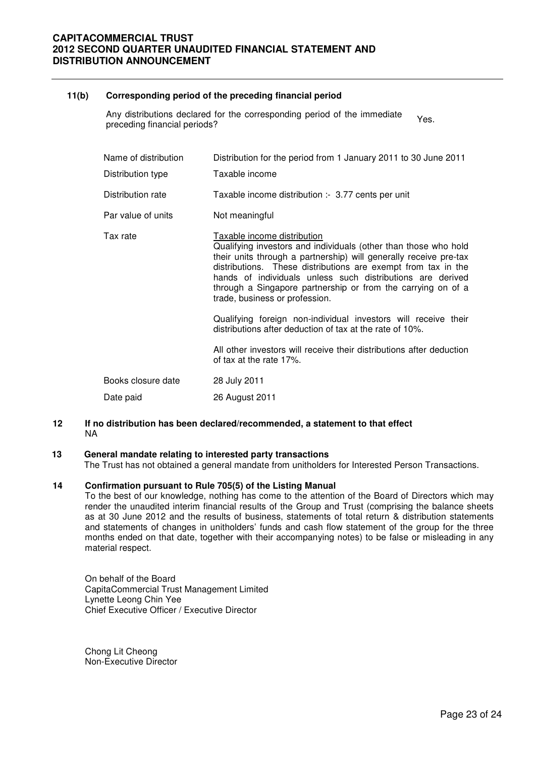### 11(b) Corresponding period of the preceding financial period

| | |
|---|---|
| Any distributions declared for the corresponding period of the immediate preceding financial periods? | Yes. |

| | |
|---|---|
| Name of distribution | Distribution for the period from 1 January 2011 to 30 June 2011 |
| Distribution type | Taxable income |
| Distribution rate | Taxable income distribution :- 3.77 cents per unit |
| Par value of units | Not meaningful |
| Tax rate | <u>Taxable income distribution</u><br>Qualifying investors and individuals (other than those who hold their units through a partnership) will generally receive pre-tax distributions. These distributions are exempt from tax in the hands of individuals unless such distributions are derived through a Singapore partnership or from the carrying on of a trade, business or profession.<br><br>Qualifying foreign non-individual investors will receive their distributions after deduction of tax at the rate of 10%.<br><br>All other investors will receive their distributions after deduction of tax at the rate 17%. |
| Books closure date | 28 July 2011 |
| Date paid | 26 August 2011 |

### 12 If no distribution has been declared/recommended, a statement to that effect

NA

### 13 General mandate relating to interested party transactions

The Trust has not obtained a general mandate from unitholders for Interested Person Transactions.

### 14 Confirmation pursuant to Rule 705(5) of the Listing Manual

To the best of our knowledge, nothing has come to the attention of the Board of Directors which may render the unaudited interim financial results of the Group and Trust (comprising the balance sheets as at 30 June 2012 and the results of business, statements of total return & distribution statements and statements of changes in unitholders' funds and cash flow statement of the group for the three months ended on that date, together with their accompanying notes) to be false or misleading in any material respect.

On behalf of the Board
CapitaCommercial Trust Management Limited
Lynette Leong Chin Yee
Chief Executive Officer / Executive Director

Chong Lit Cheong
Non-Executive Director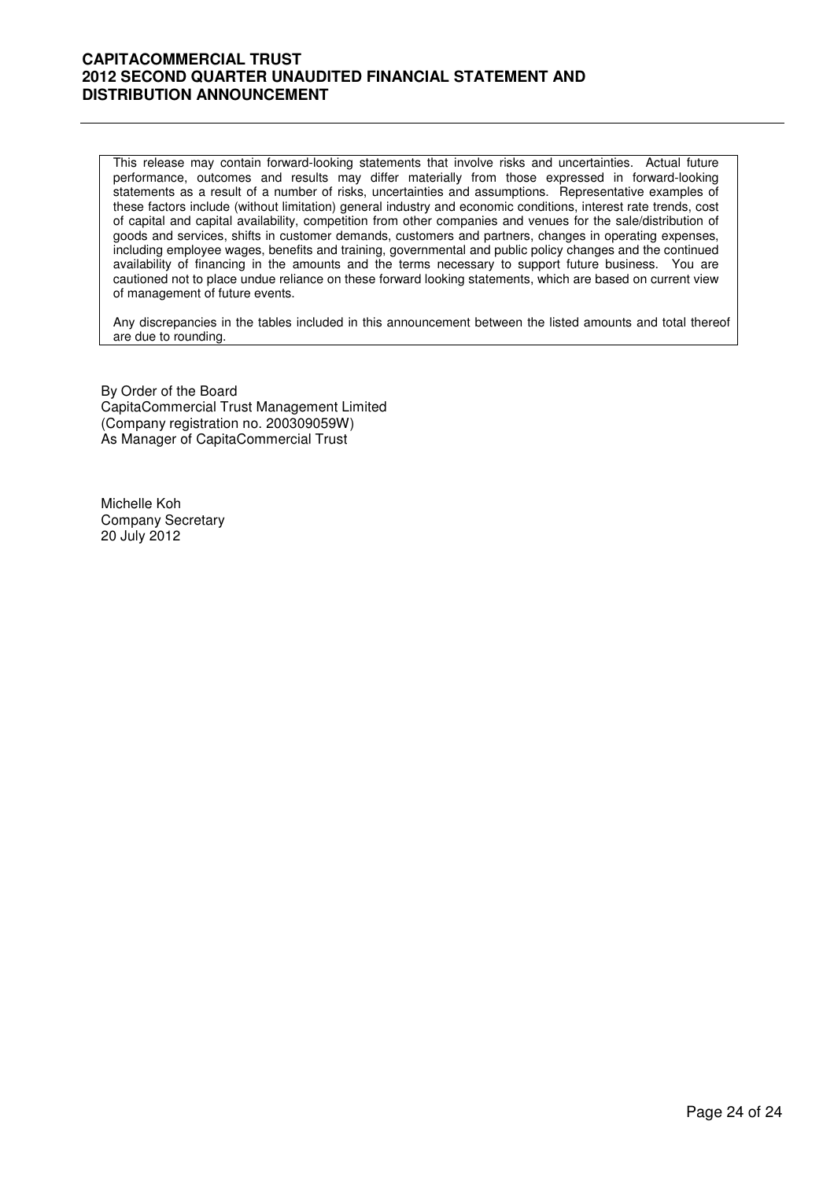This release may contain forward-looking statements that involve risks and uncertainties. Actual future performance, outcomes and results may differ materially from those expressed in forward-looking statements as a result of a number of risks, uncertainties and assumptions. Representative examples of these factors include (without limitation) general industry and economic conditions, interest rate trends, cost of capital and capital availability, competition from other companies and venues for the sale/distribution of goods and services, shifts in customer demands, customers and partners, changes in operating expenses, including employee wages, benefits and training, governmental and public policy changes and the continued availability of financing in the amounts and the terms necessary to support future business. You are cautioned not to place undue reliance on these forward looking statements, which are based on current view of management of future events.

Any discrepancies in the tables included in this announcement between the listed amounts and total thereof are due to rounding.

By Order of the Board
CapitaCommercial Trust Management Limited
(Company registration no. 200309059W)
As Manager of CapitaCommercial Trust

Michelle Koh
Company Secretary
20 July 2012